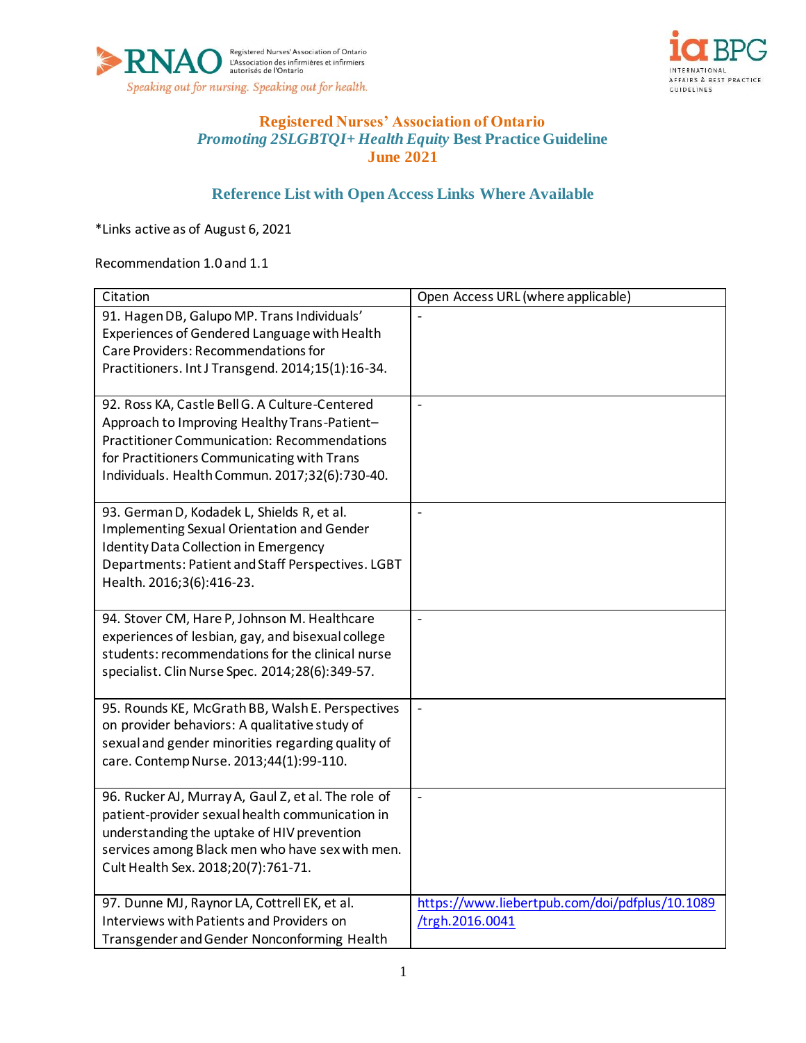Registered Nurses' Association of Ontario
L'Association des infirmières et infirmiers autorisés de l'Ontario
*Speaking out for nursing. Speaking out for health.*

ia BPG
INTERNATIONAL AFFAIRS & BEST PRACTICE GUIDELINES

# Registered Nurses' Association of Ontario
## *Promoting 2SLGBTQI+ Health Equity* Best Practice Guideline
## June 2021

## Reference List with Open Access Links Where Available

*Links active as of August 6, 2021

Recommendation 1.0 and 1.1

| Citation | Open Access URL (where applicable) |
|---|---|
| 91. Hagen DB, Galupo MP. Trans Individuals' Experiences of Gendered Language with Health Care Providers: Recommendations for Practitioners. Int J Transgend. 2014;15(1):16-34. | - |
| 92. Ross KA, Castle Bell G. A Culture-Centered Approach to Improving Healthy Trans-Patient–Practitioner Communication: Recommendations for Practitioners Communicating with Trans Individuals. Health Commun. 2017;32(6):730-40. | - |
| 93. German D, Kodadek L, Shields R, et al. Implementing Sexual Orientation and Gender Identity Data Collection in Emergency Departments: Patient and Staff Perspectives. LGBT Health. 2016;3(6):416-23. | - |
| 94. Stover CM, Hare P, Johnson M. Healthcare experiences of lesbian, gay, and bisexual college students: recommendations for the clinical nurse specialist. Clin Nurse Spec. 2014;28(6):349-57. | - |
| 95. Rounds KE, McGrath BB, Walsh E. Perspectives on provider behaviors: A qualitative study of sexual and gender minorities regarding quality of care. Contemp Nurse. 2013;44(1):99-110. | - |
| 96. Rucker AJ, Murray A, Gaul Z, et al. The role of patient-provider sexual health communication in understanding the uptake of HIV prevention services among Black men who have sex with men. Cult Health Sex. 2018;20(7):761-71. | - |
| 97. Dunne MJ, Raynor LA, Cottrell EK, et al. Interviews with Patients and Providers on Transgender and Gender Nonconforming Health | https://www.liebertpub.com/doi/pdfplus/10.1089/trgh.2016.0041 |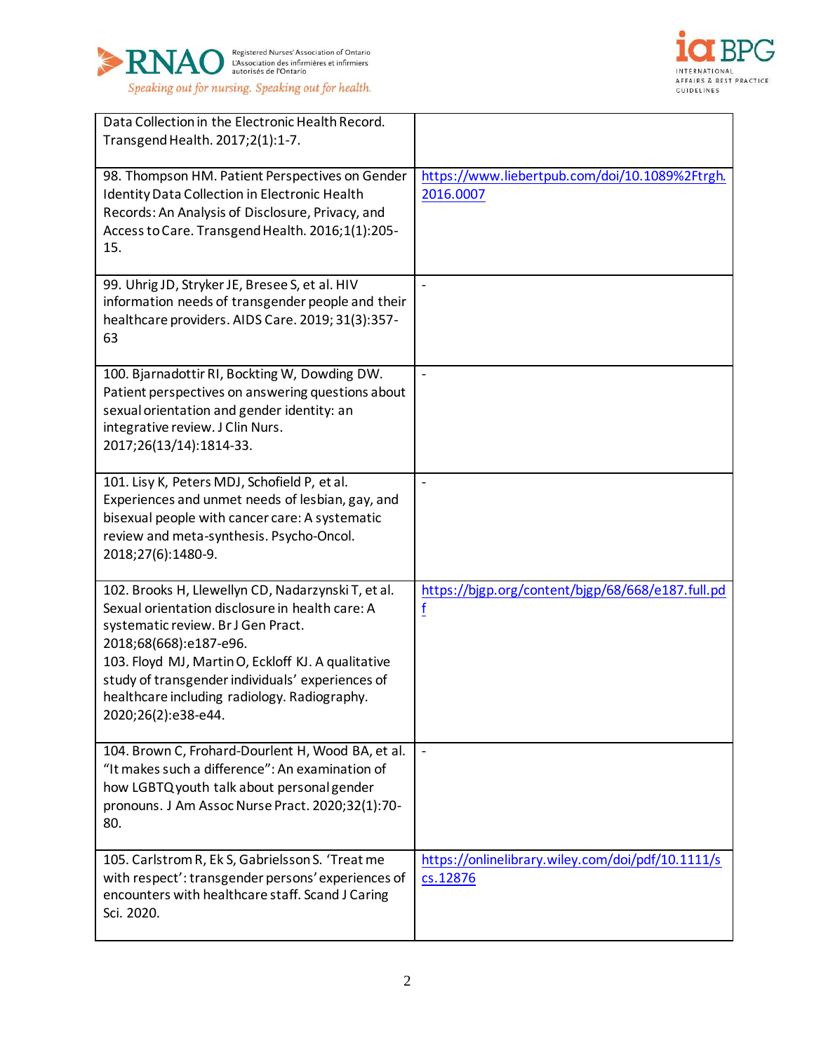| | |
|---|---|
| Data Collection in the Electronic Health Record. Transgend Health. 2017;2(1):1-7. | |
| 98. Thompson HM. Patient Perspectives on Gender Identity Data Collection in Electronic Health Records: An Analysis of Disclosure, Privacy, and Access to Care. Transgend Health. 2016;1(1):205-15. | https://www.liebertpub.com/doi/10.1089%2Ftrgh.2016.0007 |
| 99. Uhrig JD, Stryker JE, Bresee S, et al. HIV information needs of transgender people and their healthcare providers. AIDS Care. 2019; 31(3):357-63 | - |
| 100. Bjarnadottir RI, Bockting W, Dowding DW. Patient perspectives on answering questions about sexual orientation and gender identity: an integrative review. J Clin Nurs. 2017;26(13/14):1814-33. | - |
| 101. Lisy K, Peters MDJ, Schofield P, et al. Experiences and unmet needs of lesbian, gay, and bisexual people with cancer care: A systematic review and meta-synthesis. Psycho-Oncol. 2018;27(6):1480-9. | - |
| 102. Brooks H, Llewellyn CD, Nadarzynski T, et al. Sexual orientation disclosure in health care: A systematic review. Br J Gen Pract. 2018;68(668):e187-e96. 103. Floyd MJ, Martin O, Eckloff KJ. A qualitative study of transgender individuals' experiences of healthcare including radiology. Radiography. 2020;26(2):e38-e44. | https://bjgp.org/content/bjgp/68/668/e187.full.pdf |
| 104. Brown C, Frohard-Dourlent H, Wood BA, et al. "It makes such a difference": An examination of how LGBTQ youth talk about personal gender pronouns. J Am Assoc Nurse Pract. 2020;32(1):70-80. | - |
| 105. Carlstrom R, Ek S, Gabrielsson S. 'Treat me with respect': transgender persons' experiences of encounters with healthcare staff. Scand J Caring Sci. 2020. | https://onlinelibrary.wiley.com/doi/pdf/10.1111/scs.12876 |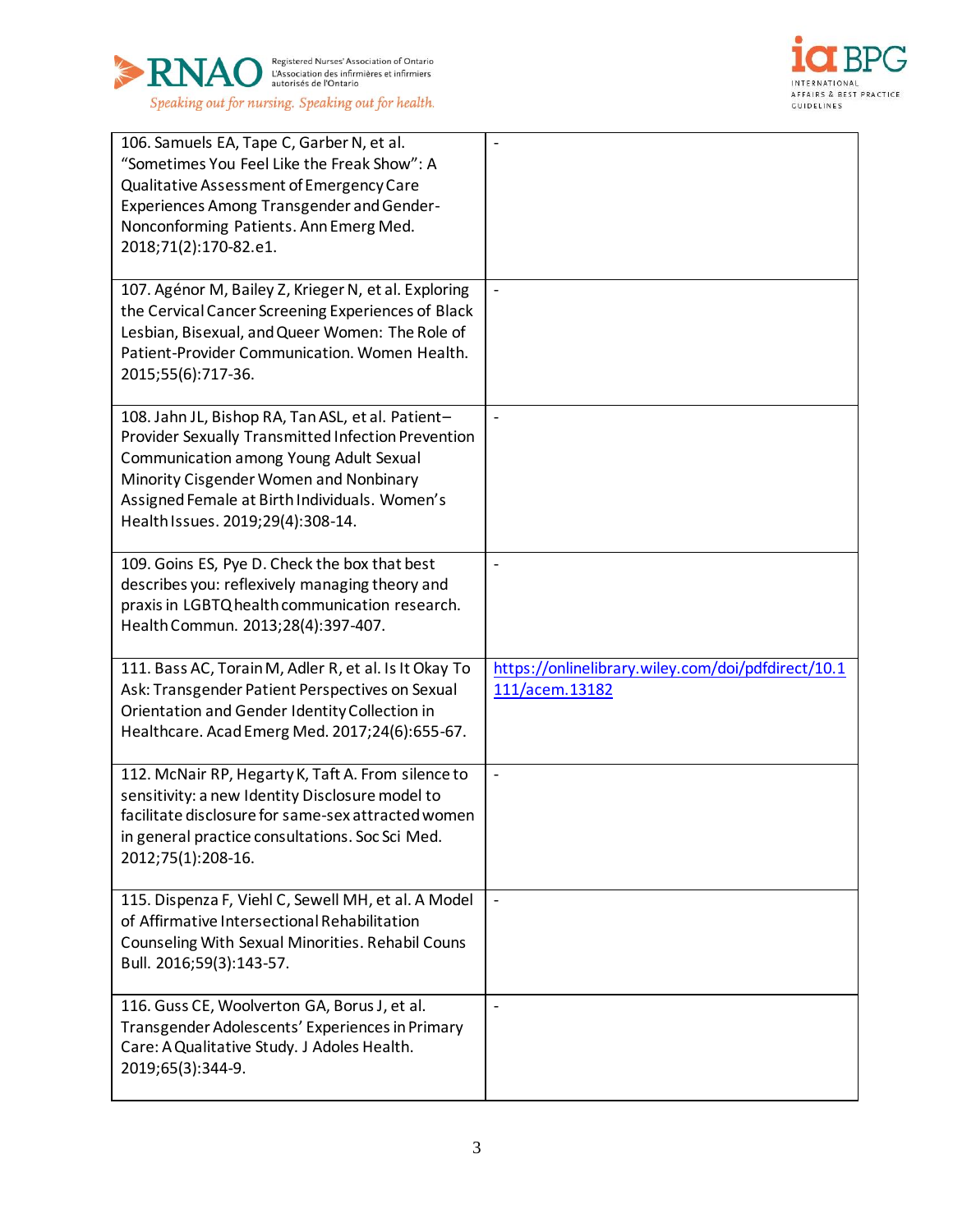| | |
|---|---|
| 106. Samuels EA, Tape C, Garber N, et al. "Sometimes You Feel Like the Freak Show": A Qualitative Assessment of Emergency Care Experiences Among Transgender and Gender-Nonconforming Patients. Ann Emerg Med. 2018;71(2):170-82.e1. | - |
| 107. Agénor M, Bailey Z, Krieger N, et al. Exploring the Cervical Cancer Screening Experiences of Black Lesbian, Bisexual, and Queer Women: The Role of Patient-Provider Communication. Women Health. 2015;55(6):717-36. | - |
| 108. Jahn JL, Bishop RA, Tan ASL, et al. Patient–Provider Sexually Transmitted Infection Prevention Communication among Young Adult Sexual Minority Cisgender Women and Nonbinary Assigned Female at Birth Individuals. Women's Health Issues. 2019;29(4):308-14. | - |
| 109. Goins ES, Pye D. Check the box that best describes you: reflexively managing theory and praxis in LGBTQ health communication research. Health Commun. 2013;28(4):397-407. | - |
| 111. Bass AC, Torain M, Adler R, et al. Is It Okay To Ask: Transgender Patient Perspectives on Sexual Orientation and Gender Identity Collection in Healthcare. Acad Emerg Med. 2017;24(6):655-67. | https://onlinelibrary.wiley.com/doi/pdfdirect/10.1111/acem.13182 |
| 112. McNair RP, Hegarty K, Taft A. From silence to sensitivity: a new Identity Disclosure model to facilitate disclosure for same-sex attracted women in general practice consultations. Soc Sci Med. 2012;75(1):208-16. | - |
| 115. Dispenza F, Viehl C, Sewell MH, et al. A Model of Affirmative Intersectional Rehabilitation Counseling With Sexual Minorities. Rehabil Couns Bull. 2016;59(3):143-57. | - |
| 116. Guss CE, Woolverton GA, Borus J, et al. Transgender Adolescents' Experiences in Primary Care: A Qualitative Study. J Adoles Health. 2019;65(3):344-9. | - |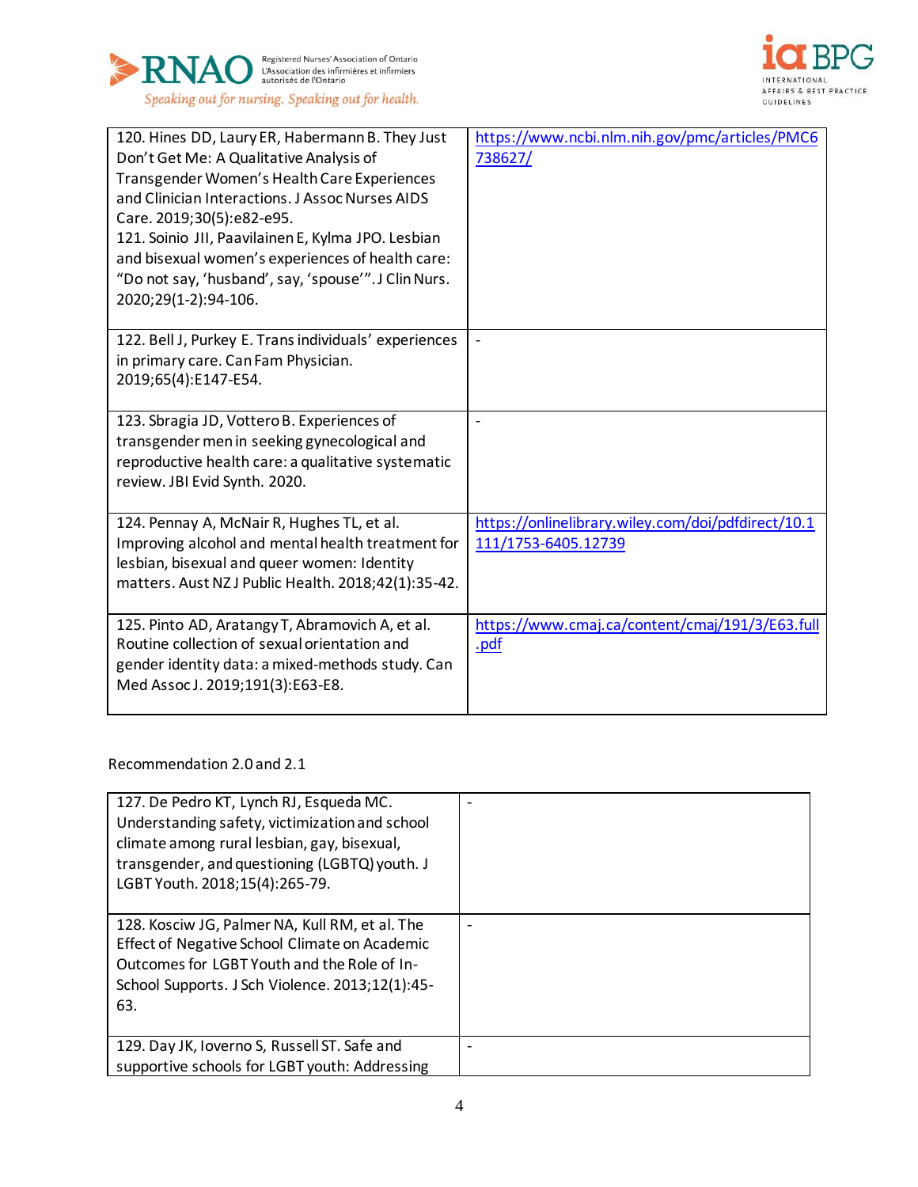| 120. Hines DD, Laury ER, Habermann B. They Just Don't Get Me: A Qualitative Analysis of Transgender Women's Health Care Experiences and Clinician Interactions. J Assoc Nurses AIDS Care. 2019;30(5):e82-e95.<br>121. Soinio JII, Paavilainen E, Kylma JPO. Lesbian and bisexual women's experiences of health care: "Do not say, 'husband', say, 'spouse'". J Clin Nurs. 2020;29(1-2):94-106. | https://www.ncbi.nlm.nih.gov/pmc/articles/PMC6738627/ |
|---|---|
| 122. Bell J, Purkey E. Trans individuals' experiences in primary care. Can Fam Physician. 2019;65(4):E147-E54. | - |
| 123. Sbragia JD, Vottero B. Experiences of transgender men in seeking gynecological and reproductive health care: a qualitative systematic review. JBI Evid Synth. 2020. | - |
| 124. Pennay A, McNair R, Hughes TL, et al. Improving alcohol and mental health treatment for lesbian, bisexual and queer women: Identity matters. Aust NZ J Public Health. 2018;42(1):35-42. | https://onlinelibrary.wiley.com/doi/pdfdirect/10.1111/1753-6405.12739 |
| 125. Pinto AD, Aratangy T, Abramovich A, et al. Routine collection of sexual orientation and gender identity data: a mixed-methods study. Can Med Assoc J. 2019;191(3):E63-E8. | https://www.cmaj.ca/content/cmaj/191/3/E63.full.pdf |

Recommendation 2.0 and 2.1

| 127. De Pedro KT, Lynch RJ, Esqueda MC. Understanding safety, victimization and school climate among rural lesbian, gay, bisexual, transgender, and questioning (LGBTQ) youth. J LGBT Youth. 2018;15(4):265-79. | - |
|---|---|
| 128. Kosciw JG, Palmer NA, Kull RM, et al. The Effect of Negative School Climate on Academic Outcomes for LGBT Youth and the Role of In-School Supports. J Sch Violence. 2013;12(1):45-63. | - |
| 129. Day JK, Ioverno S, Russell ST. Safe and supportive schools for LGBT youth: Addressing | - |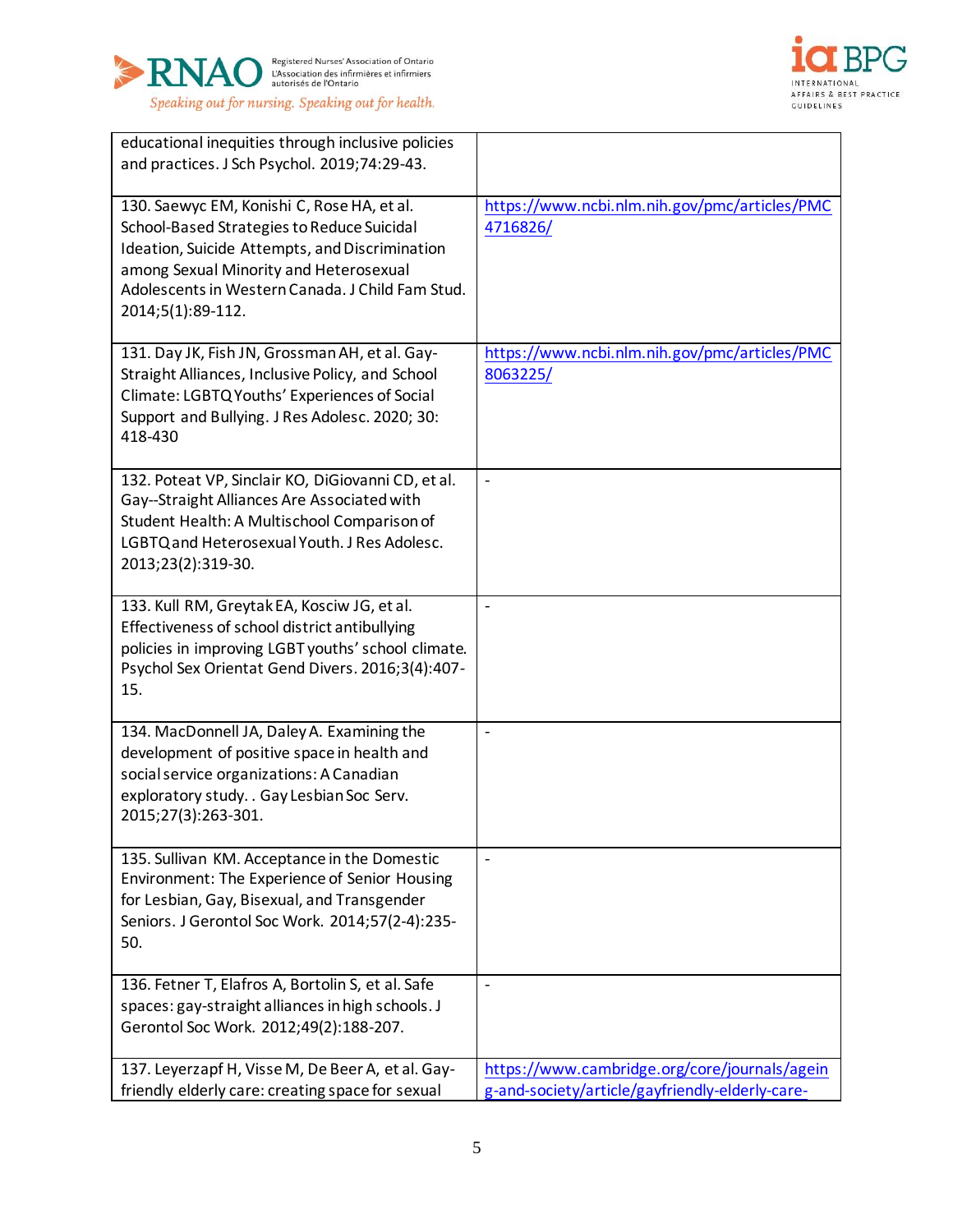| | |
|---|---|
| educational inequities through inclusive policies and practices. J Sch Psychol. 2019;74:29-43. | |
| 130. Saewyc EM, Konishi C, Rose HA, et al. School-Based Strategies to Reduce Suicidal Ideation, Suicide Attempts, and Discrimination among Sexual Minority and Heterosexual Adolescents in Western Canada. J Child Fam Stud. 2014;5(1):89-112. | https://www.ncbi.nlm.nih.gov/pmc/articles/PMC4716826/ |
| 131. Day JK, Fish JN, Grossman AH, et al. Gay-Straight Alliances, Inclusive Policy, and School Climate: LGBTQ Youths' Experiences of Social Support and Bullying. J Res Adolesc. 2020; 30: 418-430 | https://www.ncbi.nlm.nih.gov/pmc/articles/PMC8063225/ |
| 132. Poteat VP, Sinclair KO, DiGiovanni CD, et al. Gay--Straight Alliances Are Associated with Student Health: A Multischool Comparison of LGBTQ and Heterosexual Youth. J Res Adolesc. 2013;23(2):319-30. | - |
| 133. Kull RM, Greytak EA, Kosciw JG, et al. Effectiveness of school district antibullying policies in improving LGBT youths' school climate. Psychol Sex Orientat Gend Divers. 2016;3(4):407-15. | - |
| 134. MacDonnell JA, Daley A. Examining the development of positive space in health and social service organizations: A Canadian exploratory study. . Gay Lesbian Soc Serv. 2015;27(3):263-301. | - |
| 135. Sullivan KM. Acceptance in the Domestic Environment: The Experience of Senior Housing for Lesbian, Gay, Bisexual, and Transgender Seniors. J Gerontol Soc Work. 2014;57(2-4):235-50. | - |
| 136. Fetner T, Elafros A, Bortolin S, et al. Safe spaces: gay-straight alliances in high schools. J Gerontol Soc Work. 2012;49(2):188-207. | - |
| 137. Leyerzapf H, Visse M, De Beer A, et al. Gay-friendly elderly care: creating space for sexual | https://www.cambridge.org/core/journals/ageing-and-society/article/gayfriendly-elderly-care- |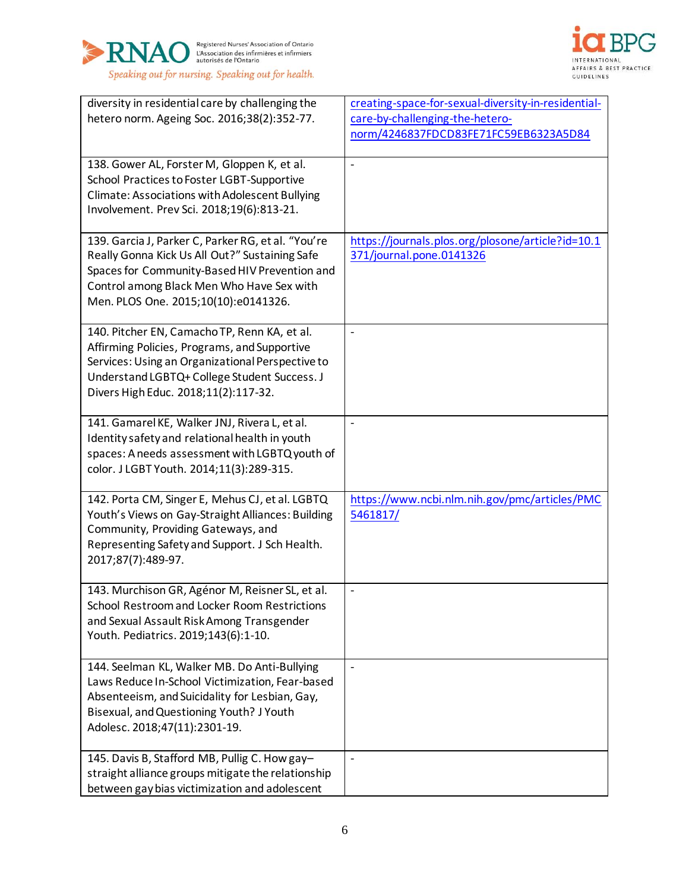| | |
|---|---|
| diversity in residential care by challenging the hetero norm. Ageing Soc. 2016;38(2):352-77. | creating-space-for-sexual-diversity-in-residential-care-by-challenging-the-hetero-norm/4246837FDCD83FE71FC59EB6323A5D84 |
| 138. Gower AL, Forster M, Gloppen K, et al. School Practices to Foster LGBT-Supportive Climate: Associations with Adolescent Bullying Involvement. Prev Sci. 2018;19(6):813-21. | - |
| 139. Garcia J, Parker C, Parker RG, et al. "You're Really Gonna Kick Us All Out?" Sustaining Safe Spaces for Community-Based HIV Prevention and Control among Black Men Who Have Sex with Men. PLOS One. 2015;10(10):e0141326. | https://journals.plos.org/plosone/article?id=10.1371/journal.pone.0141326 |
| 140. Pitcher EN, Camacho TP, Renn KA, et al. Affirming Policies, Programs, and Supportive Services: Using an Organizational Perspective to Understand LGBTQ+ College Student Success. J Divers High Educ. 2018;11(2):117-32. | - |
| 141. Gamarel KE, Walker JNJ, Rivera L, et al. Identity safety and relational health in youth spaces: A needs assessment with LGBTQ youth of color. J LGBT Youth. 2014;11(3):289-315. | - |
| 142. Porta CM, Singer E, Mehus CJ, et al. LGBTQ Youth's Views on Gay-Straight Alliances: Building Community, Providing Gateways, and Representing Safety and Support. J Sch Health. 2017;87(7):489-97. | https://www.ncbi.nlm.nih.gov/pmc/articles/PMC5461817/ |
| 143. Murchison GR, Agénor M, Reisner SL, et al. School Restroom and Locker Room Restrictions and Sexual Assault Risk Among Transgender Youth. Pediatrics. 2019;143(6):1-10. | - |
| 144. Seelman KL, Walker MB. Do Anti-Bullying Laws Reduce In-School Victimization, Fear-based Absenteeism, and Suicidality for Lesbian, Gay, Bisexual, and Questioning Youth? J Youth Adolesc. 2018;47(11):2301-19. | - |
| 145. Davis B, Stafford MB, Pullig C. How gay–straight alliance groups mitigate the relationship between gay bias victimization and adolescent | - |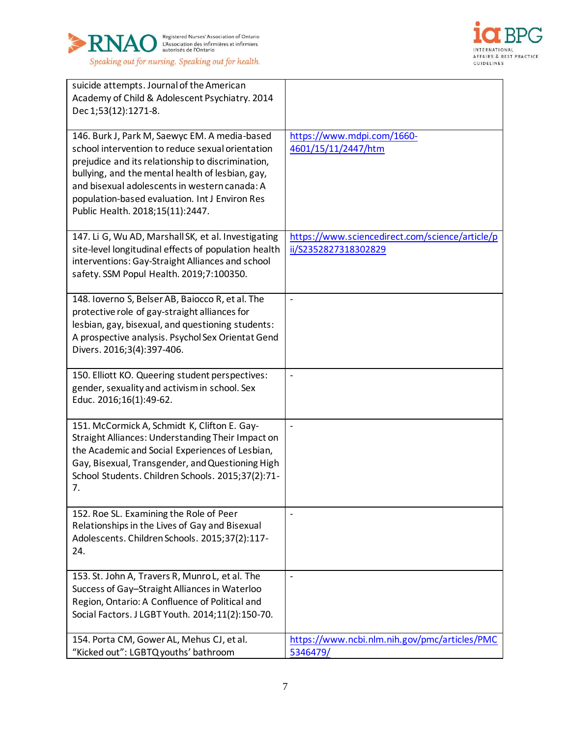| | |
|---|---|
| suicide attempts. Journal of the American Academy of Child & Adolescent Psychiatry. 2014 Dec 1;53(12):1271-8. | |
| 146. Burk J, Park M, Saewyc EM. A media-based school intervention to reduce sexual orientation prejudice and its relationship to discrimination, bullying, and the mental health of lesbian, gay, and bisexual adolescents in western canada: A population-based evaluation. Int J Environ Res Public Health. 2018;15(11):2447. | https://www.mdpi.com/1660-4601/15/11/2447/htm |
| 147. Li G, Wu AD, Marshall SK, et al. Investigating site-level longitudinal effects of population health interventions: Gay-Straight Alliances and school safety. SSM Popul Health. 2019;7:100350. | https://www.sciencedirect.com/science/article/pii/S2352827318302829 |
| 148. Ioverno S, Belser AB, Baiocco R, et al. The protective role of gay-straight alliances for lesbian, gay, bisexual, and questioning students: A prospective analysis. Psychol Sex Orientat Gend Divers. 2016;3(4):397-406. | - |
| 150. Elliott KO. Queering student perspectives: gender, sexuality and activism in school. Sex Educ. 2016;16(1):49-62. | - |
| 151. McCormick A, Schmidt K, Clifton E. Gay-Straight Alliances: Understanding Their Impact on the Academic and Social Experiences of Lesbian, Gay, Bisexual, Transgender, and Questioning High School Students. Children Schools. 2015;37(2):71-7. | - |
| 152. Roe SL. Examining the Role of Peer Relationships in the Lives of Gay and Bisexual Adolescents. Children Schools. 2015;37(2):117-24. | - |
| 153. St. John A, Travers R, Munro L, et al. The Success of Gay–Straight Alliances in Waterloo Region, Ontario: A Confluence of Political and Social Factors. J LGBT Youth. 2014;11(2):150-70. | - |
| 154. Porta CM, Gower AL, Mehus CJ, et al. “Kicked out”: LGBTQ youths’ bathroom | https://www.ncbi.nlm.nih.gov/pmc/articles/PMC5346479/ |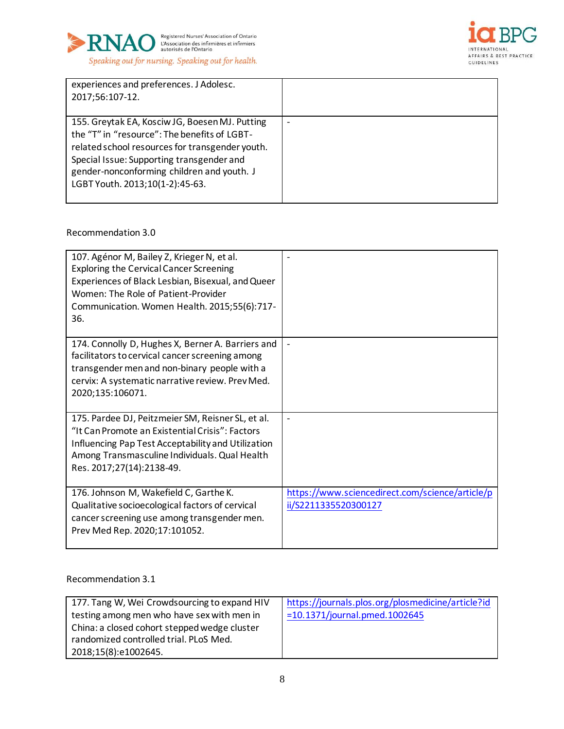| | |
|---|---|
| experiences and preferences. J Adolesc. 2017;56:107-12. | |
| 155. Greytak EA, Kosciw JG, Boesen MJ. Putting the "T" in "resource": The benefits of LGBT-related school resources for transgender youth. Special Issue: Supporting transgender and gender-nonconforming children and youth. J LGBT Youth. 2013;10(1-2):45-63. | - |

Recommendation 3.0

| | |
|---|---|
| 107. Agénor M, Bailey Z, Krieger N, et al. Exploring the Cervical Cancer Screening Experiences of Black Lesbian, Bisexual, and Queer Women: The Role of Patient-Provider Communication. Women Health. 2015;55(6):717-36. | - |
| 174. Connolly D, Hughes X, Berner A. Barriers and facilitators to cervical cancer screening among transgender men and non-binary people with a cervix: A systematic narrative review. Prev Med. 2020;135:106071. | - |
| 175. Pardee DJ, Peitzmeier SM, Reisner SL, et al. "It Can Promote an Existential Crisis": Factors Influencing Pap Test Acceptability and Utilization Among Transmasculine Individuals. Qual Health Res. 2017;27(14):2138-49. | - |
| 176. Johnson M, Wakefield C, Garthe K. Qualitative socioecological factors of cervical cancer screening use among transgender men. Prev Med Rep. 2020;17:101052. | https://www.sciencedirect.com/science/article/pii/S2211335520300127 |

Recommendation 3.1

| | |
|---|---|
| 177. Tang W, Wei Crowdsourcing to expand HIV testing among men who have sex with men in China: a closed cohort stepped wedge cluster randomized controlled trial. PLoS Med. 2018;15(8):e1002645. | https://journals.plos.org/plosmedicine/article?id=10.1371/journal.pmed.1002645 |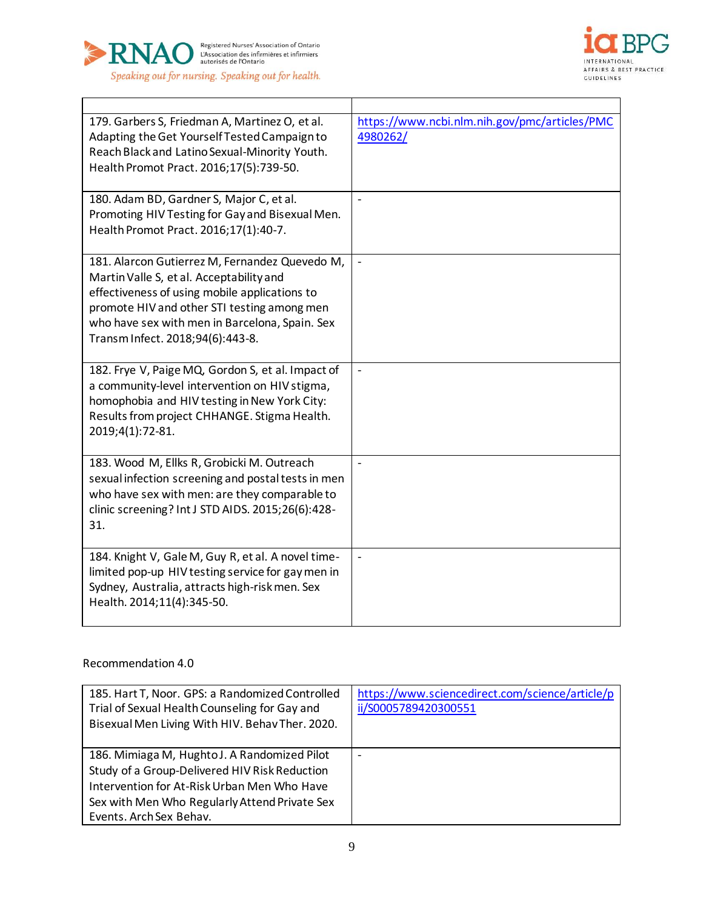| | |
|---|---|
| 179. Garbers S, Friedman A, Martinez O, et al. Adapting the Get Yourself Tested Campaign to Reach Black and Latino Sexual-Minority Youth. Health Promot Pract. 2016;17(5):739-50. | https://www.ncbi.nlm.nih.gov/pmc/articles/PMC4980262/ |
| 180. Adam BD, Gardner S, Major C, et al. Promoting HIV Testing for Gay and Bisexual Men. Health Promot Pract. 2016;17(1):40-7. | - |
| 181. Alarcon Gutierrez M, Fernandez Quevedo M, Martin Valle S, et al. Acceptability and effectiveness of using mobile applications to promote HIV and other STI testing among men who have sex with men in Barcelona, Spain. Sex Transm Infect. 2018;94(6):443-8. | - |
| 182. Frye V, Paige MQ, Gordon S, et al. Impact of a community-level intervention on HIV stigma, homophobia and HIV testing in New York City: Results from project CHHANGE. Stigma Health. 2019;4(1):72-81. | - |
| 183. Wood M, Ellks R, Grobicki M. Outreach sexual infection screening and postal tests in men who have sex with men: are they comparable to clinic screening? Int J STD AIDS. 2015;26(6):428-31. | - |
| 184. Knight V, Gale M, Guy R, et al. A novel time-limited pop-up HIV testing service for gay men in Sydney, Australia, attracts high-risk men. Sex Health. 2014;11(4):345-50. | - |

Recommendation 4.0

| | |
|---|---|
| 185. Hart T, Noor. GPS: a Randomized Controlled Trial of Sexual Health Counseling for Gay and Bisexual Men Living With HIV. Behav Ther. 2020. | https://www.sciencedirect.com/science/article/pii/S0005789420300551 |
| 186. Mimiaga M, Hughto J. A Randomized Pilot Study of a Group-Delivered HIV Risk Reduction Intervention for At-Risk Urban Men Who Have Sex with Men Who Regularly Attend Private Sex Events. Arch Sex Behav. | - |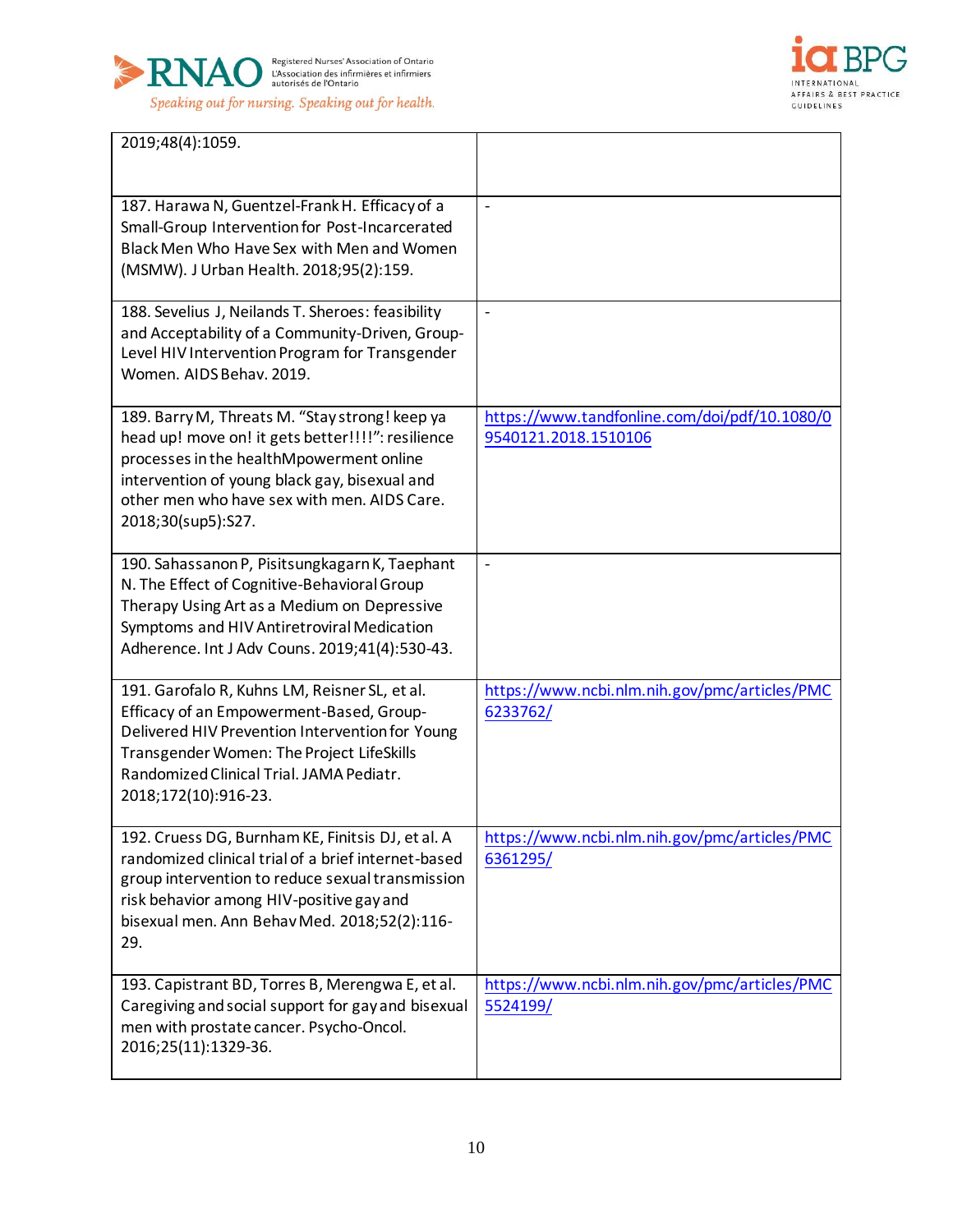| | |
|---|---|
| 2019;48(4):1059. | |
| 187. Harawa N, Guentzel-Frank H. Efficacy of a Small-Group Intervention for Post-Incarcerated Black Men Who Have Sex with Men and Women (MSMW). J Urban Health. 2018;95(2):159. | - |
| 188. Sevelius J, Neilands T. Sheroes: feasibility and Acceptability of a Community-Driven, Group-Level HIV Intervention Program for Transgender Women. AIDS Behav. 2019. | - |
| 189. Barry M, Threats M. "Stay strong! keep ya head up! move on! it gets better!!!!": resilience processes in the healthMpowerment online intervention of young black gay, bisexual and other men who have sex with men. AIDS Care. 2018;30(sup5):S27. | https://www.tandfonline.com/doi/pdf/10.1080/09540121.2018.1510106 |
| 190. Sahassanon P, Pisitsungkagarn K, Taephant N. The Effect of Cognitive-Behavioral Group Therapy Using Art as a Medium on Depressive Symptoms and HIV Antiretroviral Medication Adherence. Int J Adv Couns. 2019;41(4):530-43. | - |
| 191. Garofalo R, Kuhns LM, Reisner SL, et al. Efficacy of an Empowerment-Based, Group-Delivered HIV Prevention Intervention for Young Transgender Women: The Project LifeSkills Randomized Clinical Trial. JAMA Pediatr. 2018;172(10):916-23. | https://www.ncbi.nlm.nih.gov/pmc/articles/PMC6233762/ |
| 192. Cruess DG, Burnham KE, Finitsis DJ, et al. A randomized clinical trial of a brief internet-based group intervention to reduce sexual transmission risk behavior among HIV-positive gay and bisexual men. Ann Behav Med. 2018;52(2):116-29. | https://www.ncbi.nlm.nih.gov/pmc/articles/PMC6361295/ |
| 193. Capistrant BD, Torres B, Merengwa E, et al. Caregiving and social support for gay and bisexual men with prostate cancer. Psycho-Oncol. 2016;25(11):1329-36. | https://www.ncbi.nlm.nih.gov/pmc/articles/PMC5524199/ |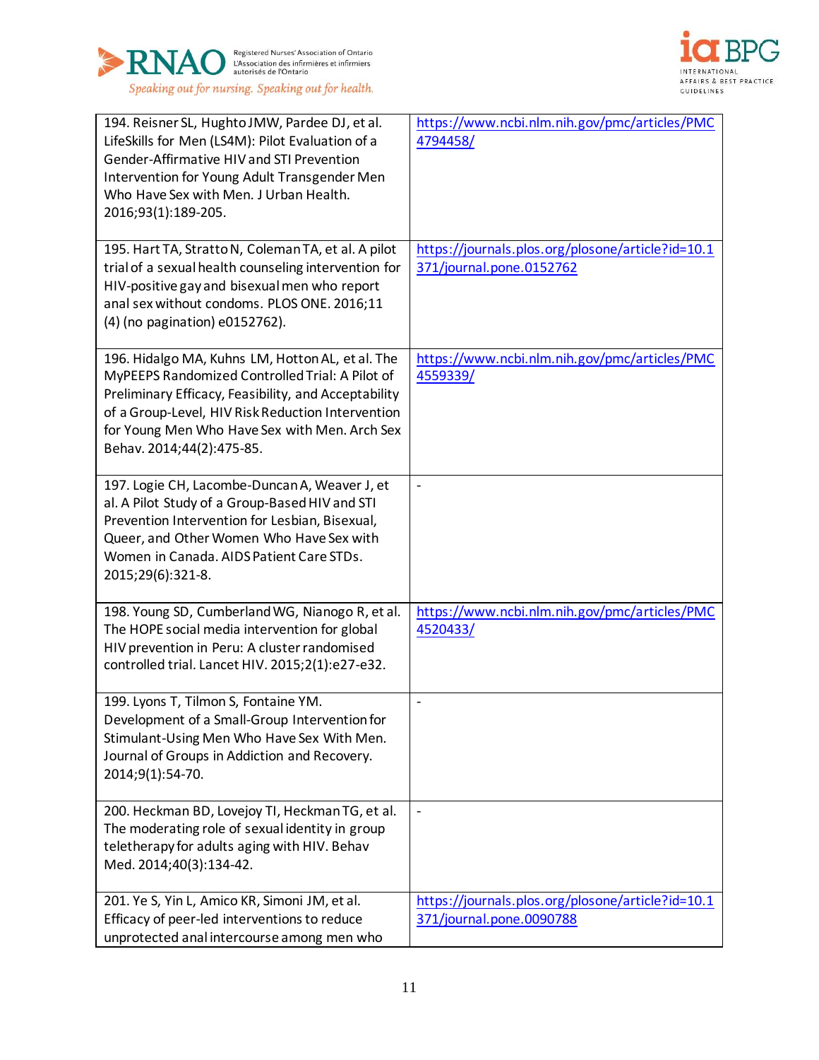| | |
|---|---|
| 194. Reisner SL, Hughto JMW, Pardee DJ, et al. LifeSkills for Men (LS4M): Pilot Evaluation of a Gender-Affirmative HIV and STI Prevention Intervention for Young Adult Transgender Men Who Have Sex with Men. J Urban Health. 2016;93(1):189-205. | https://www.ncbi.nlm.nih.gov/pmc/articles/PMC4794458/ |
| 195. Hart TA, Stratto N, Coleman TA, et al. A pilot trial of a sexual health counseling intervention for HIV-positive gay and bisexual men who report anal sex without condoms. PLOS ONE. 2016;11 (4) (no pagination) e0152762). | https://journals.plos.org/plosone/article?id=10.1371/journal.pone.0152762 |
| 196. Hidalgo MA, Kuhns LM, Hotton AL, et al. The MyPEEPS Randomized Controlled Trial: A Pilot of Preliminary Efficacy, Feasibility, and Acceptability of a Group-Level, HIV Risk Reduction Intervention for Young Men Who Have Sex with Men. Arch Sex Behav. 2014;44(2):475-85. | https://www.ncbi.nlm.nih.gov/pmc/articles/PMC4559339/ |
| 197. Logie CH, Lacombe-Duncan A, Weaver J, et al. A Pilot Study of a Group-Based HIV and STI Prevention Intervention for Lesbian, Bisexual, Queer, and Other Women Who Have Sex with Women in Canada. AIDS Patient Care STDs. 2015;29(6):321-8. | - |
| 198. Young SD, Cumberland WG, Nianogo R, et al. The HOPE social media intervention for global HIV prevention in Peru: A cluster randomised controlled trial. Lancet HIV. 2015;2(1):e27-e32. | https://www.ncbi.nlm.nih.gov/pmc/articles/PMC4520433/ |
| 199. Lyons T, Tilmon S, Fontaine YM. Development of a Small-Group Intervention for Stimulant-Using Men Who Have Sex With Men. Journal of Groups in Addiction and Recovery. 2014;9(1):54-70. | - |
| 200. Heckman BD, Lovejoy TI, Heckman TG, et al. The moderating role of sexual identity in group teletherapy for adults aging with HIV. Behav Med. 2014;40(3):134-42. | - |
| 201. Ye S, Yin L, Amico KR, Simoni JM, et al. Efficacy of peer-led interventions to reduce unprotected anal intercourse among men who | https://journals.plos.org/plosone/article?id=10.1371/journal.pone.0090788 |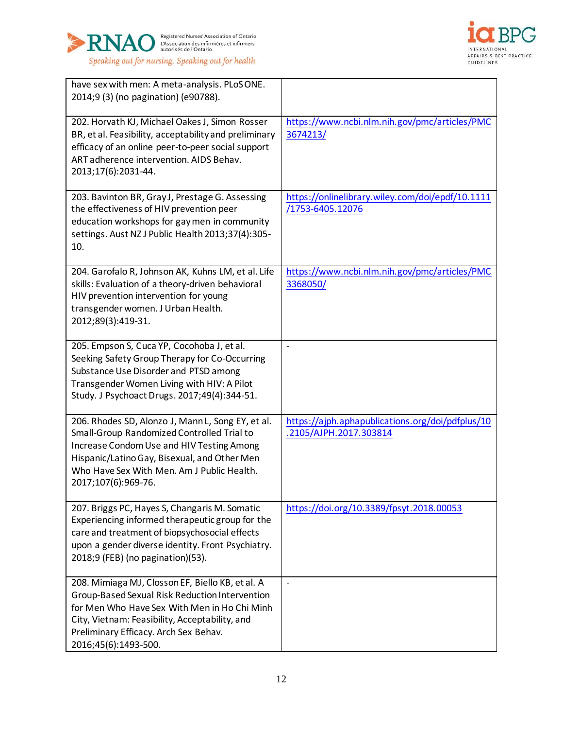| | |
|---|---|
| have sex with men: A meta-analysis. PLoS ONE. 2014;9 (3) (no pagination) (e90788). | |
| 202. Horvath KJ, Michael Oakes J, Simon Rosser BR, et al. Feasibility, acceptability and preliminary efficacy of an online peer-to-peer social support ART adherence intervention. AIDS Behav. 2013;17(6):2031-44. | https://www.ncbi.nlm.nih.gov/pmc/articles/PMC3674213/ |
| 203. Bavinton BR, Gray J, Prestage G. Assessing the effectiveness of HIV prevention peer education workshops for gay men in community settings. Aust NZ J Public Health 2013;37(4):305-10. | https://onlinelibrary.wiley.com/doi/epdf/10.1111/1753-6405.12076 |
| 204. Garofalo R, Johnson AK, Kuhns LM, et al. Life skills: Evaluation of a theory-driven behavioral HIV prevention intervention for young transgender women. J Urban Health. 2012;89(3):419-31. | https://www.ncbi.nlm.nih.gov/pmc/articles/PMC3368050/ |
| 205. Empson S, Cuca YP, Cocohoba J, et al. Seeking Safety Group Therapy for Co-Occurring Substance Use Disorder and PTSD among Transgender Women Living with HIV: A Pilot Study. J Psychoact Drugs. 2017;49(4):344-51. | - |
| 206. Rhodes SD, Alonzo J, Mann L, Song EY, et al. Small-Group Randomized Controlled Trial to Increase Condom Use and HIV Testing Among Hispanic/Latino Gay, Bisexual, and Other Men Who Have Sex With Men. Am J Public Health. 2017;107(6):969-76. | https://ajph.aphapublications.org/doi/pdfplus/10.2105/AJPH.2017.303814 |
| 207. Briggs PC, Hayes S, Changaris M. Somatic Experiencing informed therapeutic group for the care and treatment of biopsychosocial effects upon a gender diverse identity. Front Psychiatry. 2018;9 (FEB) (no pagination)(53). | https://doi.org/10.3389/fpsyt.2018.00053 |
| 208. Mimiaga MJ, Closson EF, Biello KB, et al. A Group-Based Sexual Risk Reduction Intervention for Men Who Have Sex With Men in Ho Chi Minh City, Vietnam: Feasibility, Acceptability, and Preliminary Efficacy. Arch Sex Behav. 2016;45(6):1493-500. | - |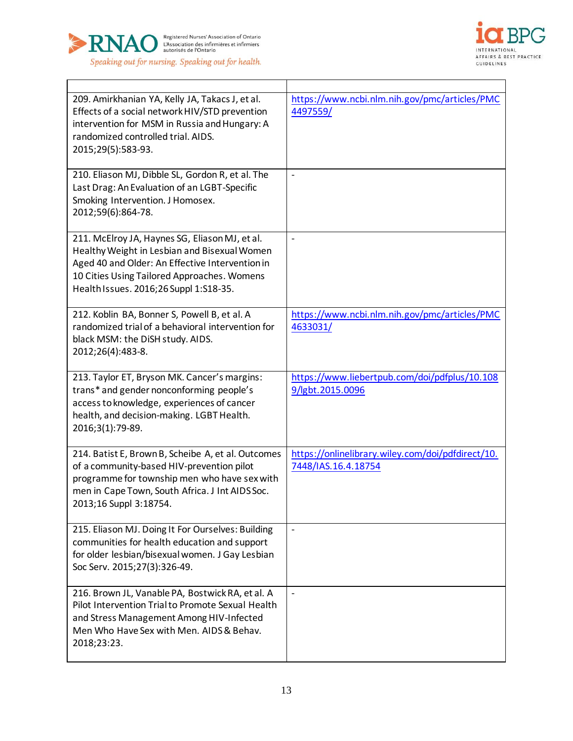| | |
|---|---|
| 209. Amirkhanian YA, Kelly JA, Takacs J, et al. Effects of a social network HIV/STD prevention intervention for MSM in Russia and Hungary: A randomized controlled trial. AIDS. 2015;29(5):583-93. | https://www.ncbi.nlm.nih.gov/pmc/articles/PMC4497559/ |
| 210. Eliason MJ, Dibble SL, Gordon R, et al. The Last Drag: An Evaluation of an LGBT-Specific Smoking Intervention. J Homosex. 2012;59(6):864-78. | - |
| 211. McElroy JA, Haynes SG, Eliason MJ, et al. Healthy Weight in Lesbian and Bisexual Women Aged 40 and Older: An Effective Intervention in 10 Cities Using Tailored Approaches. Womens Health Issues. 2016;26 Suppl 1:S18-35. | - |
| 212. Koblin BA, Bonner S, Powell B, et al. A randomized trial of a behavioral intervention for black MSM: the DiSH study. AIDS. 2012;26(4):483-8. | https://www.ncbi.nlm.nih.gov/pmc/articles/PMC4633031/ |
| 213. Taylor ET, Bryson MK. Cancer's margins: trans* and gender nonconforming people's access to knowledge, experiences of cancer health, and decision-making. LGBT Health. 2016;3(1):79-89. | https://www.liebertpub.com/doi/pdfplus/10.1089/lgbt.2015.0096 |
| 214. Batist E, Brown B, Scheibe A, et al. Outcomes of a community-based HIV-prevention pilot programme for township men who have sex with men in Cape Town, South Africa. J Int AIDS Soc. 2013;16 Suppl 3:18754. | https://onlinelibrary.wiley.com/doi/pdfdirect/10.7448/IAS.16.4.18754 |
| 215. Eliason MJ. Doing It For Ourselves: Building communities for health education and support for older lesbian/bisexual women. J Gay Lesbian Soc Serv. 2015;27(3):326-49. | - |
| 216. Brown JL, Vanable PA, Bostwick RA, et al. A Pilot Intervention Trial to Promote Sexual Health and Stress Management Among HIV-Infected Men Who Have Sex with Men. AIDS & Behav. 2018;23:23. | - |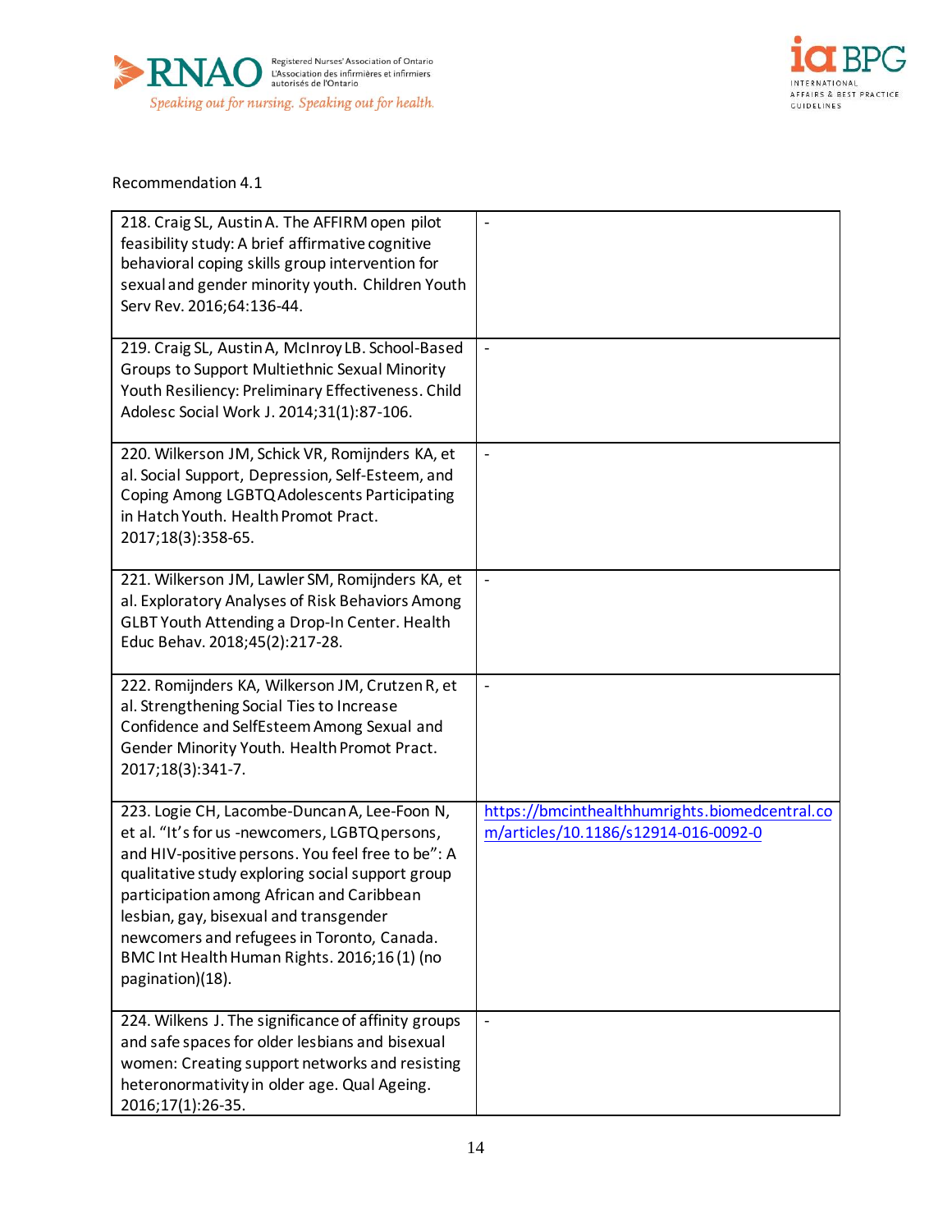Recommendation 4.1

| | |
|---|---|
| 218. Craig SL, Austin A. The AFFIRM open pilot feasibility study: A brief affirmative cognitive behavioral coping skills group intervention for sexual and gender minority youth. Children Youth Serv Rev. 2016;64:136-44. | - |
| 219. Craig SL, Austin A, McInroy LB. School-Based Groups to Support Multiethnic Sexual Minority Youth Resiliency: Preliminary Effectiveness. Child Adolesc Social Work J. 2014;31(1):87-106. | - |
| 220. Wilkerson JM, Schick VR, Romijnders KA, et al. Social Support, Depression, Self-Esteem, and Coping Among LGBTQ Adolescents Participating in Hatch Youth. Health Promot Pract. 2017;18(3):358-65. | - |
| 221. Wilkerson JM, Lawler SM, Romijnders KA, et al. Exploratory Analyses of Risk Behaviors Among GLBT Youth Attending a Drop-In Center. Health Educ Behav. 2018;45(2):217-28. | - |
| 222. Romijnders KA, Wilkerson JM, Crutzen R, et al. Strengthening Social Ties to Increase Confidence and SelfEsteem Among Sexual and Gender Minority Youth. Health Promot Pract. 2017;18(3):341-7. | - |
| 223. Logie CH, Lacombe-Duncan A, Lee-Foon N, et al. "It's for us -newcomers, LGBTQ persons, and HIV-positive persons. You feel free to be": A qualitative study exploring social support group participation among African and Caribbean lesbian, gay, bisexual and transgender newcomers and refugees in Toronto, Canada. BMC Int Health Human Rights. 2016;16 (1) (no pagination)(18). | https://bmcinthealthhumrights.biomedcentral.com/articles/10.1186/s12914-016-0092-0 |
| 224. Wilkens J. The significance of affinity groups and safe spaces for older lesbians and bisexual women: Creating support networks and resisting heteronormativity in older age. Qual Ageing. 2016;17(1):26-35. | - |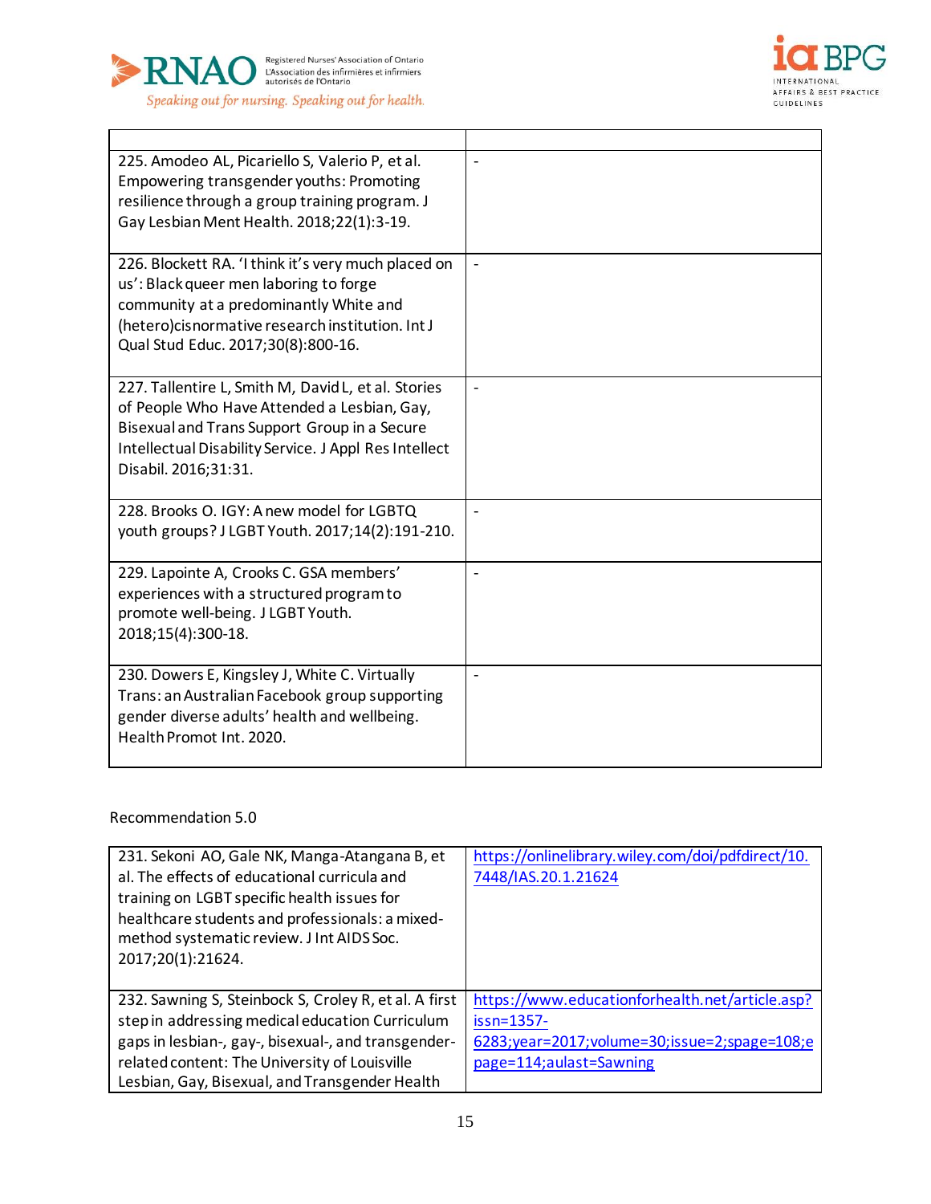| | |
|---|---|
| 225. Amodeo AL, Picariello S, Valerio P, et al. Empowering transgender youths: Promoting resilience through a group training program. J Gay Lesbian Ment Health. 2018;22(1):3-19. | - |
| 226. Blockett RA. 'I think it's very much placed on us': Black queer men laboring to forge community at a predominantly White and (hetero)cisnormative research institution. Int J Qual Stud Educ. 2017;30(8):800-16. | - |
| 227. Tallentire L, Smith M, David L, et al. Stories of People Who Have Attended a Lesbian, Gay, Bisexual and Trans Support Group in a Secure Intellectual Disability Service. J Appl Res Intellect Disabil. 2016;31:31. | - |
| 228. Brooks O. IGY: A new model for LGBTQ youth groups? J LGBT Youth. 2017;14(2):191-210. | - |
| 229. Lapointe A, Crooks C. GSA members' experiences with a structured program to promote well-being. J LGBT Youth. 2018;15(4):300-18. | - |
| 230. Dowers E, Kingsley J, White C. Virtually Trans: an Australian Facebook group supporting gender diverse adults' health and wellbeing. Health Promot Int. 2020. | - |

Recommendation 5.0

| | |
|---|---|
| 231. Sekoni AO, Gale NK, Manga-Atangana B, et al. The effects of educational curricula and training on LGBT specific health issues for healthcare students and professionals: a mixed-method systematic review. J Int AIDS Soc. 2017;20(1):21624. | https://onlinelibrary.wiley.com/doi/pdfdirect/10.7448/IAS.20.1.21624 |
| 232. Sawning S, Steinbock S, Croley R, et al. A first step in addressing medical education Curriculum gaps in lesbian-, gay-, bisexual-, and transgender-related content: The University of Louisville Lesbian, Gay, Bisexual, and Transgender Health | https://www.educationforhealth.net/article.asp?issn=1357-6283;year=2017;volume=30;issue=2;spage=108;epage=114;aulast=Sawning |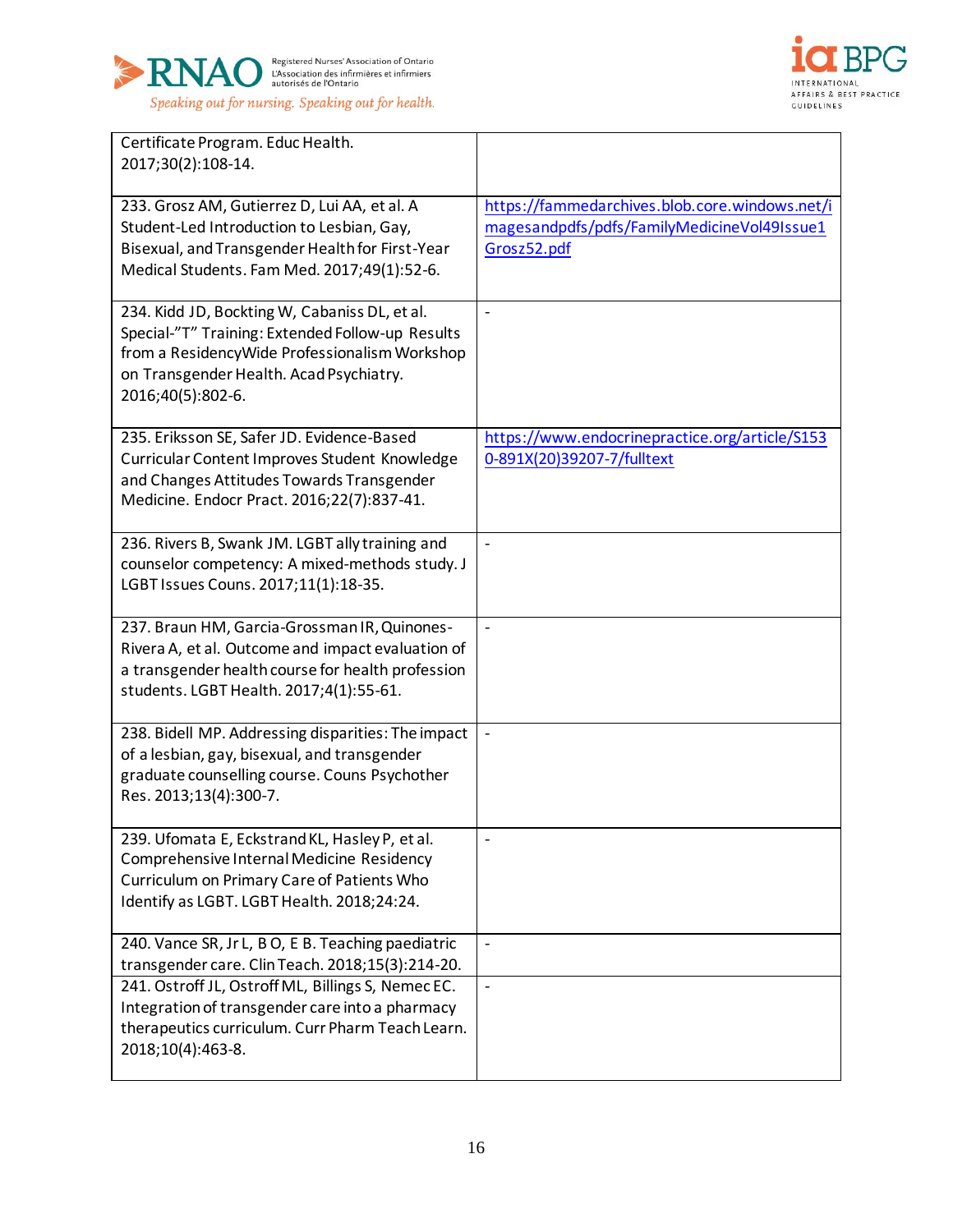| | |
|---|---|
| Certificate Program. Educ Health. 2017;30(2):108-14. | |
| 233. Grosz AM, Gutierrez D, Lui AA, et al. A Student-Led Introduction to Lesbian, Gay, Bisexual, and Transgender Health for First-Year Medical Students. Fam Med. 2017;49(1):52-6. | https://fammedarchives.blob.core.windows.net/imagesandpdfs/pdfs/FamilyMedicineVol49Issue1Grosz52.pdf |
| 234. Kidd JD, Bockting W, Cabaniss DL, et al. Special-"T" Training: Extended Follow-up Results from a ResidencyWide Professionalism Workshop on Transgender Health. Acad Psychiatry. 2016;40(5):802-6. | - |
| 235. Eriksson SE, Safer JD. Evidence-Based Curricular Content Improves Student Knowledge and Changes Attitudes Towards Transgender Medicine. Endocr Pract. 2016;22(7):837-41. | https://www.endocrinepractice.org/article/S1530-891X(20)39207-7/fulltext |
| 236. Rivers B, Swank JM. LGBT ally training and counselor competency: A mixed-methods study. J LGBT Issues Couns. 2017;11(1):18-35. | - |
| 237. Braun HM, Garcia-Grossman IR, Quinones-Rivera A, et al. Outcome and impact evaluation of a transgender health course for health profession students. LGBT Health. 2017;4(1):55-61. | - |
| 238. Bidell MP. Addressing disparities: The impact of a lesbian, gay, bisexual, and transgender graduate counselling course. Couns Psychother Res. 2013;13(4):300-7. | - |
| 239. Ufomata E, Eckstrand KL, Hasley P, et al. Comprehensive Internal Medicine Residency Curriculum on Primary Care of Patients Who Identify as LGBT. LGBT Health. 2018;24:24. | - |
| 240. Vance SR, Jr L, B O, E B. Teaching paediatric transgender care. Clin Teach. 2018;15(3):214-20. | - |
| 241. Ostroff JL, Ostroff ML, Billings S, Nemec EC. Integration of transgender care into a pharmacy therapeutics curriculum. Curr Pharm Teach Learn. 2018;10(4):463-8. | - |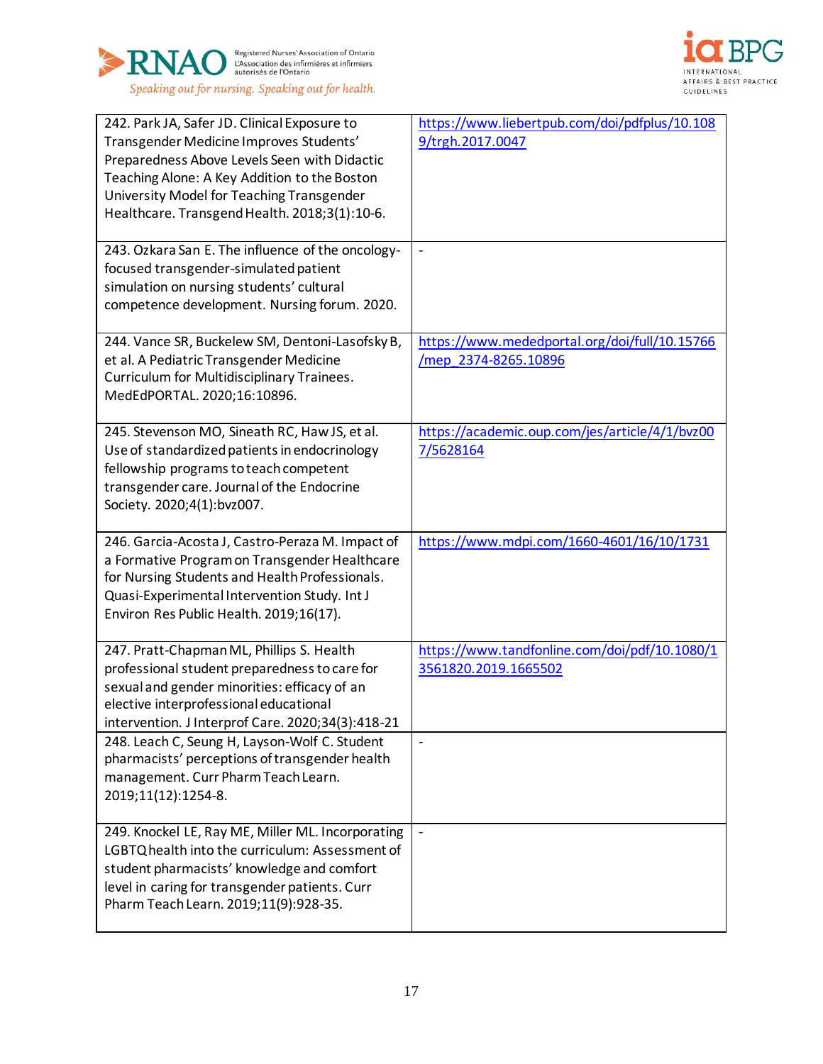| | |
|---|---|
| 242. Park JA, Safer JD. Clinical Exposure to Transgender Medicine Improves Students' Preparedness Above Levels Seen with Didactic Teaching Alone: A Key Addition to the Boston University Model for Teaching Transgender Healthcare. Transgend Health. 2018;3(1):10-6. | https://www.liebertpub.com/doi/pdfplus/10.1089/trgh.2017.0047 |
| 243. Ozkara San E. The influence of the oncology-focused transgender-simulated patient simulation on nursing students' cultural competence development. Nursing forum. 2020. | - |
| 244. Vance SR, Buckelew SM, Dentoni-Lasofsky B, et al. A Pediatric Transgender Medicine Curriculum for Multidisciplinary Trainees. MedEdPORTAL. 2020;16:10896. | https://www.mededportal.org/doi/full/10.15766/mep_2374-8265.10896 |
| 245. Stevenson MO, Sineath RC, Haw JS, et al. Use of standardized patients in endocrinology fellowship programs to teach competent transgender care. Journal of the Endocrine Society. 2020;4(1):bvz007. | https://academic.oup.com/jes/article/4/1/bvz007/5628164 |
| 246. Garcia-Acosta J, Castro-Peraza M. Impact of a Formative Program on Transgender Healthcare for Nursing Students and Health Professionals. Quasi-Experimental Intervention Study. Int J Environ Res Public Health. 2019;16(17). | https://www.mdpi.com/1660-4601/16/10/1731 |
| 247. Pratt-Chapman ML, Phillips S. Health professional student preparedness to care for sexual and gender minorities: efficacy of an elective interprofessional educational intervention. J Interprof Care. 2020;34(3):418-21 | https://www.tandfonline.com/doi/pdf/10.1080/13561820.2019.1665502 |
| 248. Leach C, Seung H, Layson-Wolf C. Student pharmacists' perceptions of transgender health management. Curr Pharm Teach Learn. 2019;11(12):1254-8. | - |
| 249. Knockel LE, Ray ME, Miller ML. Incorporating LGBTQ health into the curriculum: Assessment of student pharmacists' knowledge and comfort level in caring for transgender patients. Curr Pharm Teach Learn. 2019;11(9):928-35. | - |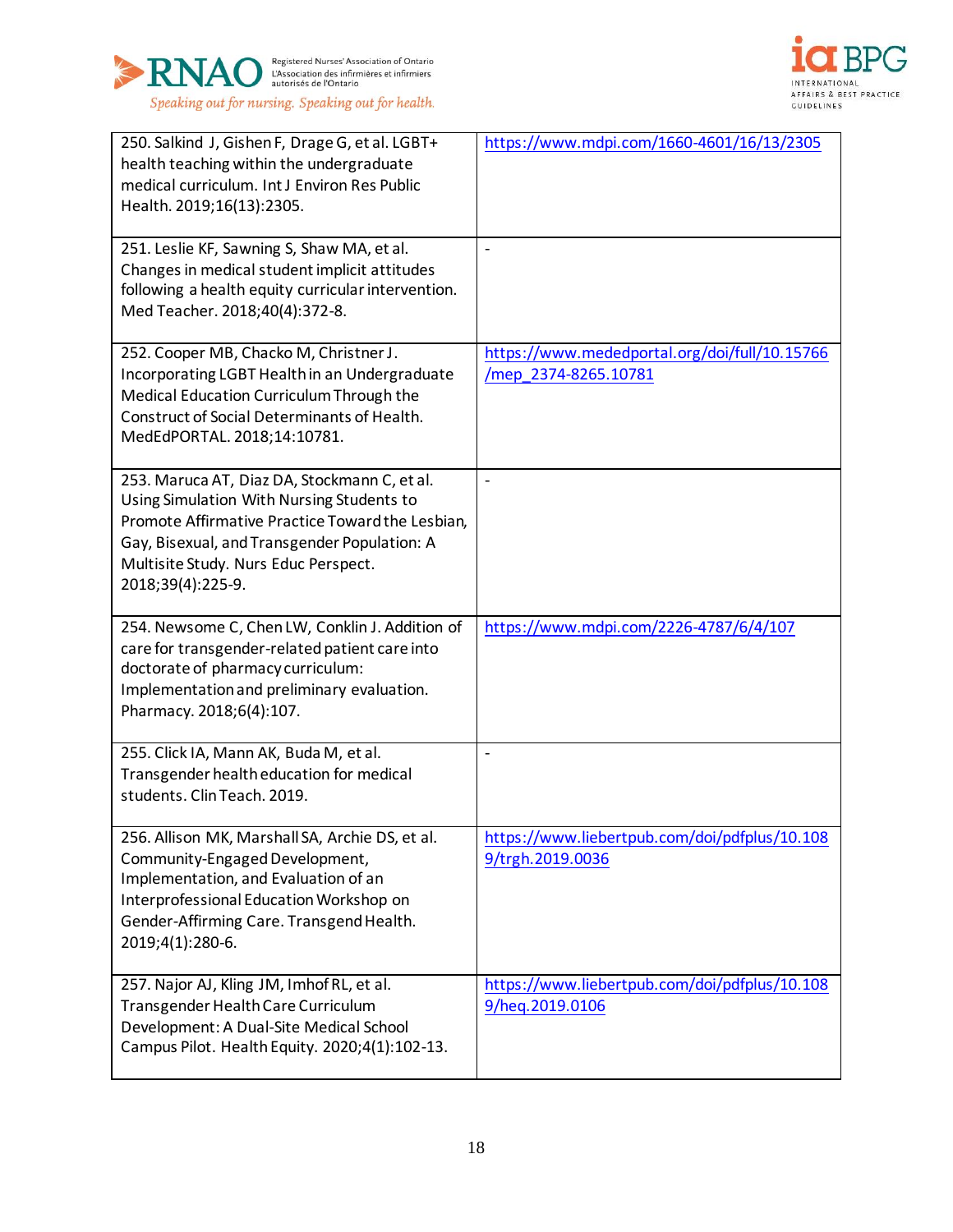| | |
|---|---|
| 250. Salkind J, Gishen F, Drage G, et al. LGBT+ health teaching within the undergraduate medical curriculum. Int J Environ Res Public Health. 2019;16(13):2305. | https://www.mdpi.com/1660-4601/16/13/2305 |
| 251. Leslie KF, Sawning S, Shaw MA, et al. Changes in medical student implicit attitudes following a health equity curricular intervention. Med Teacher. 2018;40(4):372-8. | - |
| 252. Cooper MB, Chacko M, Christner J. Incorporating LGBT Health in an Undergraduate Medical Education Curriculum Through the Construct of Social Determinants of Health. MedEdPORTAL. 2018;14:10781. | https://www.mededportal.org/doi/full/10.15766/mep_2374-8265.10781 |
| 253. Maruca AT, Diaz DA, Stockmann C, et al. Using Simulation With Nursing Students to Promote Affirmative Practice Toward the Lesbian, Gay, Bisexual, and Transgender Population: A Multisite Study. Nurs Educ Perspect. 2018;39(4):225-9. | - |
| 254. Newsome C, Chen LW, Conklin J. Addition of care for transgender-related patient care into doctorate of pharmacy curriculum: Implementation and preliminary evaluation. Pharmacy. 2018;6(4):107. | https://www.mdpi.com/2226-4787/6/4/107 |
| 255. Click IA, Mann AK, Buda M, et al. Transgender health education for medical students. Clin Teach. 2019. | - |
| 256. Allison MK, Marshall SA, Archie DS, et al. Community-Engaged Development, Implementation, and Evaluation of an Interprofessional Education Workshop on Gender-Affirming Care. Transgend Health. 2019;4(1):280-6. | https://www.liebertpub.com/doi/pdfplus/10.1089/trgh.2019.0036 |
| 257. Najor AJ, Kling JM, Imhof RL, et al. Transgender Health Care Curriculum Development: A Dual-Site Medical School Campus Pilot. Health Equity. 2020;4(1):102-13. | https://www.liebertpub.com/doi/pdfplus/10.1089/heq.2019.0106 |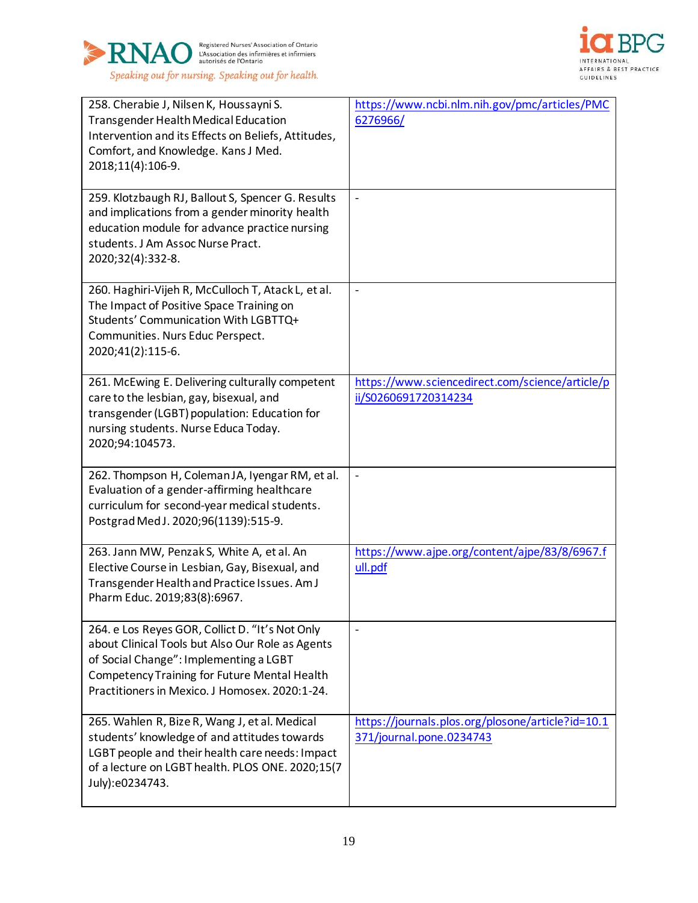| | |
|---|---|
| 258. Cherabie J, Nilsen K, Houssayni S. Transgender Health Medical Education Intervention and its Effects on Beliefs, Attitudes, Comfort, and Knowledge. Kans J Med. 2018;11(4):106-9. | https://www.ncbi.nlm.nih.gov/pmc/articles/PMC6276966/ |
| 259. Klotzbaugh RJ, Ballout S, Spencer G. Results and implications from a gender minority health education module for advance practice nursing students. J Am Assoc Nurse Pract. 2020;32(4):332-8. | - |
| 260. Haghiri-Vijeh R, McCulloch T, Atack L, et al. The Impact of Positive Space Training on Students' Communication With LGBTTQ+ Communities. Nurs Educ Perspect. 2020;41(2):115-6. | - |
| 261. McEwing E. Delivering culturally competent care to the lesbian, gay, bisexual, and transgender (LGBT) population: Education for nursing students. Nurse Educa Today. 2020;94:104573. | https://www.sciencedirect.com/science/article/pii/S0260691720314234 |
| 262. Thompson H, Coleman JA, Iyengar RM, et al. Evaluation of a gender-affirming healthcare curriculum for second-year medical students. Postgrad Med J. 2020;96(1139):515-9. | - |
| 263. Jann MW, Penzak S, White A, et al. An Elective Course in Lesbian, Gay, Bisexual, and Transgender Health and Practice Issues. Am J Pharm Educ. 2019;83(8):6967. | https://www.ajpe.org/content/ajpe/83/8/6967.full.pdf |
| 264. e Los Reyes GOR, Collict D. "It's Not Only about Clinical Tools but Also Our Role as Agents of Social Change": Implementing a LGBT Competency Training for Future Mental Health Practitioners in Mexico. J Homosex. 2020:1-24. | - |
| 265. Wahlen R, Bize R, Wang J, et al. Medical students' knowledge of and attitudes towards LGBT people and their health care needs: Impact of a lecture on LGBT health. PLOS ONE. 2020;15(7 July):e0234743. | https://journals.plos.org/plosone/article?id=10.1371/journal.pone.0234743 |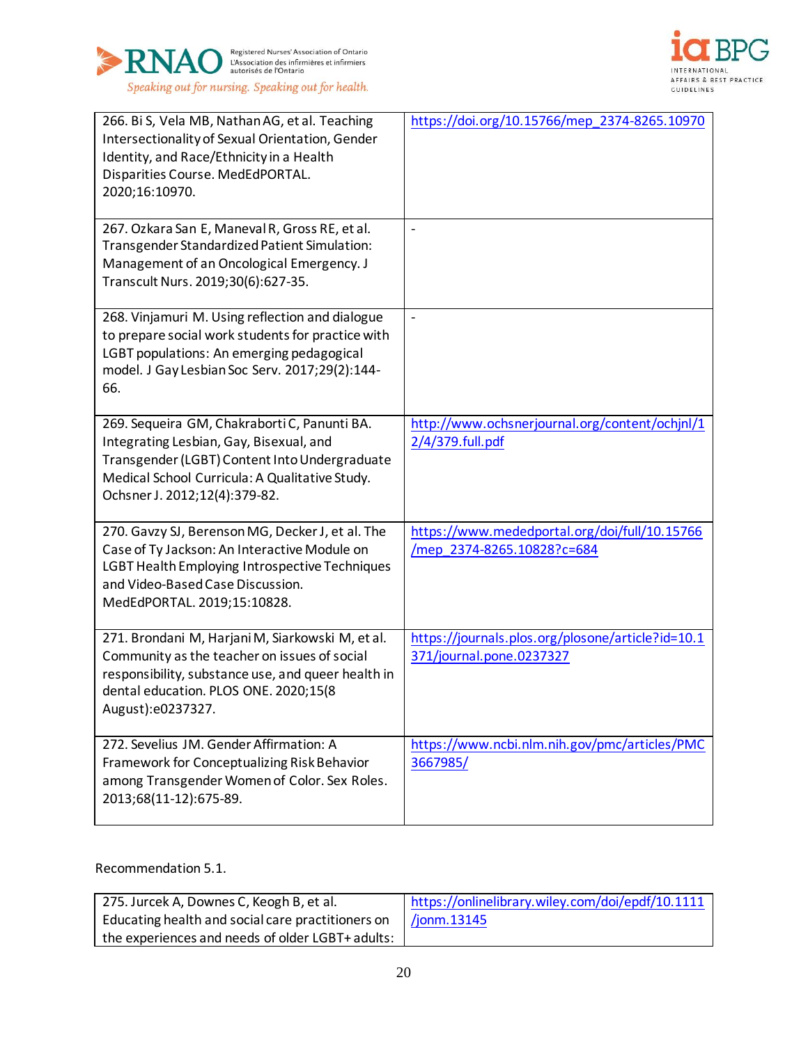| | |
|---|---|
| 266. Bi S, Vela MB, Nathan AG, et al. Teaching Intersectionality of Sexual Orientation, Gender Identity, and Race/Ethnicity in a Health Disparities Course. MedEdPORTAL. 2020;16:10970. | https://doi.org/10.15766/mep_2374-8265.10970 |
| 267. Ozkara San E, Maneval R, Gross RE, et al. Transgender Standardized Patient Simulation: Management of an Oncological Emergency. J Transcult Nurs. 2019;30(6):627-35. | - |
| 268. Vinjamuri M. Using reflection and dialogue to prepare social work students for practice with LGBT populations: An emerging pedagogical model. J Gay Lesbian Soc Serv. 2017;29(2):144-66. | - |
| 269. Sequeira GM, Chakraborti C, Panunti BA. Integrating Lesbian, Gay, Bisexual, and Transgender (LGBT) Content Into Undergraduate Medical School Curricula: A Qualitative Study. Ochsner J. 2012;12(4):379-82. | http://www.ochsnerjournal.org/content/ochjnl/12/4/379.full.pdf |
| 270. Gavzy SJ, Berenson MG, Decker J, et al. The Case of Ty Jackson: An Interactive Module on LGBT Health Employing Introspective Techniques and Video-Based Case Discussion. MedEdPORTAL. 2019;15:10828. | https://www.mededportal.org/doi/full/10.15766/mep_2374-8265.10828?c=684 |
| 271. Brondani M, Harjani M, Siarkowski M, et al. Community as the teacher on issues of social responsibility, substance use, and queer health in dental education. PLOS ONE. 2020;15(8 August):e0237327. | https://journals.plos.org/plosone/article?id=10.1371/journal.pone.0237327 |
| 272. Sevelius JM. Gender Affirmation: A Framework for Conceptualizing Risk Behavior among Transgender Women of Color. Sex Roles. 2013;68(11-12):675-89. | https://www.ncbi.nlm.nih.gov/pmc/articles/PMC3667985/ |

Recommendation 5.1.

| | |
|---|---|
| 275. Jurcek A, Downes C, Keogh B, et al. Educating health and social care practitioners on the experiences and needs of older LGBT+ adults: | https://onlinelibrary.wiley.com/doi/epdf/10.1111/jonm.13145 |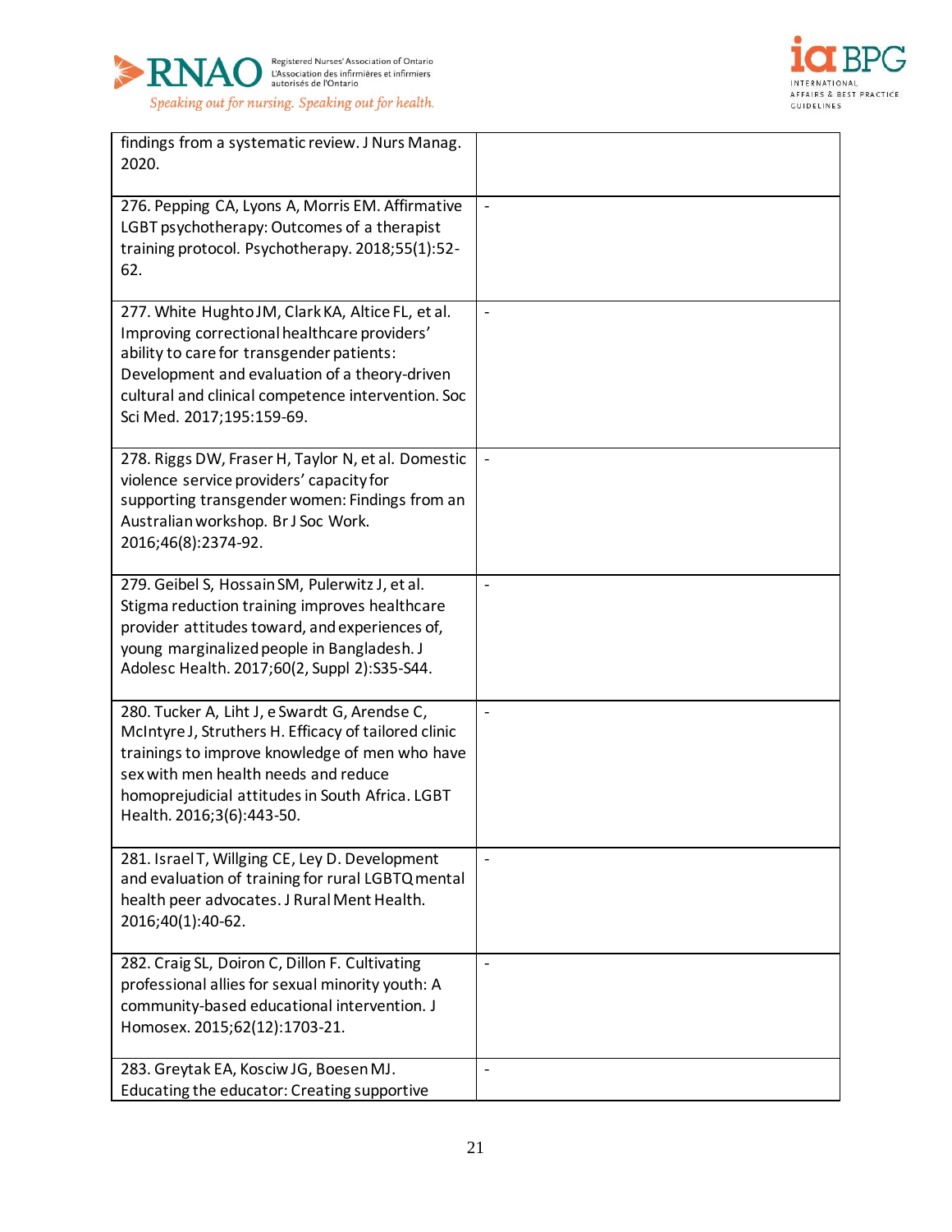| | |
|---|---|
| findings from a systematic review. J Nurs Manag. 2020. | |
| 276. Pepping CA, Lyons A, Morris EM. Affirmative LGBT psychotherapy: Outcomes of a therapist training protocol. Psychotherapy. 2018;55(1):52-62. | - |
| 277. White Hughto JM, Clark KA, Altice FL, et al. Improving correctional healthcare providers' ability to care for transgender patients: Development and evaluation of a theory-driven cultural and clinical competence intervention. Soc Sci Med. 2017;195:159-69. | - |
| 278. Riggs DW, Fraser H, Taylor N, et al. Domestic violence service providers' capacity for supporting transgender women: Findings from an Australian workshop. Br J Soc Work. 2016;46(8):2374-92. | - |
| 279. Geibel S, Hossain SM, Pulerwitz J, et al. Stigma reduction training improves healthcare provider attitudes toward, and experiences of, young marginalized people in Bangladesh. J Adolesc Health. 2017;60(2, Suppl 2):S35-S44. | - |
| 280. Tucker A, Liht J, e Swardt G, Arendse C, McIntyre J, Struthers H. Efficacy of tailored clinic trainings to improve knowledge of men who have sex with men health needs and reduce homoprejudicial attitudes in South Africa. LGBT Health. 2016;3(6):443-50. | - |
| 281. Israel T, Willging CE, Ley D. Development and evaluation of training for rural LGBTQ mental health peer advocates. J Rural Ment Health. 2016;40(1):40-62. | - |
| 282. Craig SL, Doiron C, Dillon F. Cultivating professional allies for sexual minority youth: A community-based educational intervention. J Homosex. 2015;62(12):1703-21. | - |
| 283. Greytak EA, Kosciw JG, Boesen MJ. Educating the educator: Creating supportive | - |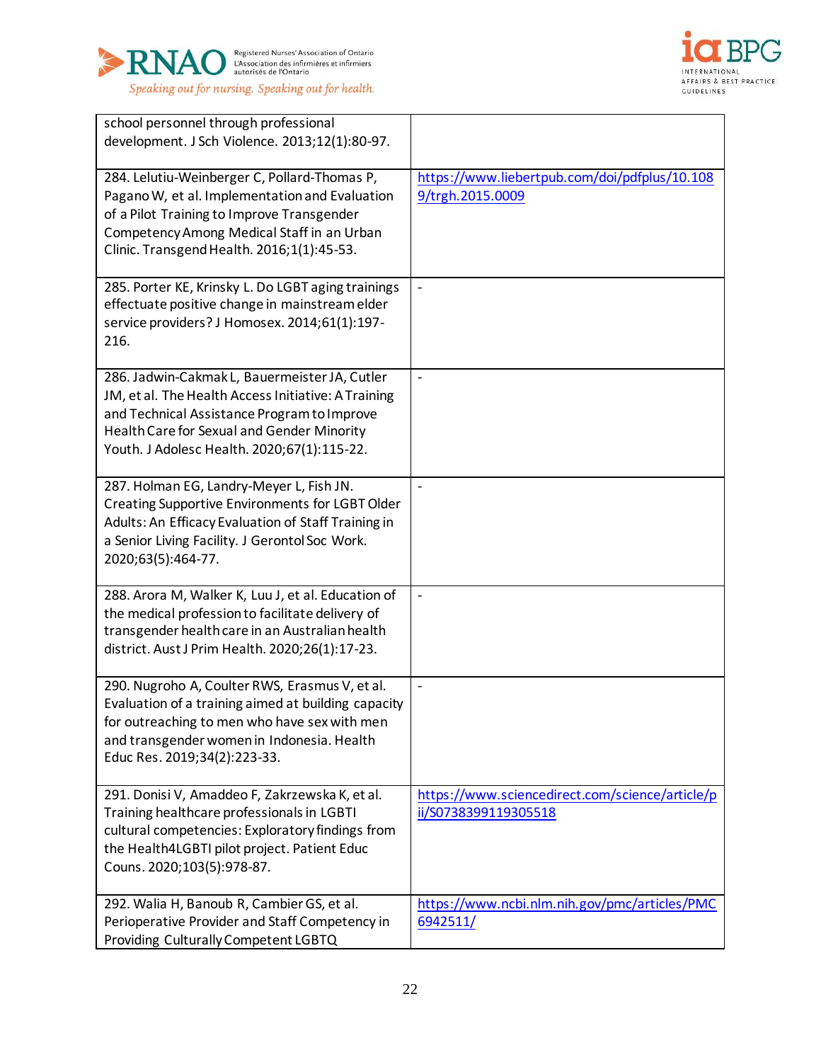| | |
|---|---|
| school personnel through professional development. J Sch Violence. 2013;12(1):80-97. | |
| 284. Lelutiu-Weinberger C, Pollard-Thomas P, Pagano W, et al. Implementation and Evaluation of a Pilot Training to Improve Transgender Competency Among Medical Staff in an Urban Clinic. Transgend Health. 2016;1(1):45-53. | https://www.liebertpub.com/doi/pdfplus/10.1089/trgh.2015.0009 |
| 285. Porter KE, Krinsky L. Do LGBT aging trainings effectuate positive change in mainstream elder service providers? J Homosex. 2014;61(1):197-216. | - |
| 286. Jadwin-Cakmak L, Bauermeister JA, Cutler JM, et al. The Health Access Initiative: A Training and Technical Assistance Program to Improve Health Care for Sexual and Gender Minority Youth. J Adolesc Health. 2020;67(1):115-22. | - |
| 287. Holman EG, Landry-Meyer L, Fish JN. Creating Supportive Environments for LGBT Older Adults: An Efficacy Evaluation of Staff Training in a Senior Living Facility. J Gerontol Soc Work. 2020;63(5):464-77. | - |
| 288. Arora M, Walker K, Luu J, et al. Education of the medical profession to facilitate delivery of transgender health care in an Australian health district. Aust J Prim Health. 2020;26(1):17-23. | - |
| 290. Nugroho A, Coulter RWS, Erasmus V, et al. Evaluation of a training aimed at building capacity for outreaching to men who have sex with men and transgender women in Indonesia. Health Educ Res. 2019;34(2):223-33. | - |
| 291. Donisi V, Amaddeo F, Zakrzewska K, et al. Training healthcare professionals in LGBTI cultural competencies: Exploratory findings from the Health4LGBTI pilot project. Patient Educ Couns. 2020;103(5):978-87. | https://www.sciencedirect.com/science/article/pii/S0738399119305518 |
| 292. Walia H, Banoub R, Cambier GS, et al. Perioperative Provider and Staff Competency in Providing Culturally Competent LGBTQ | https://www.ncbi.nlm.nih.gov/pmc/articles/PMC6942511/ |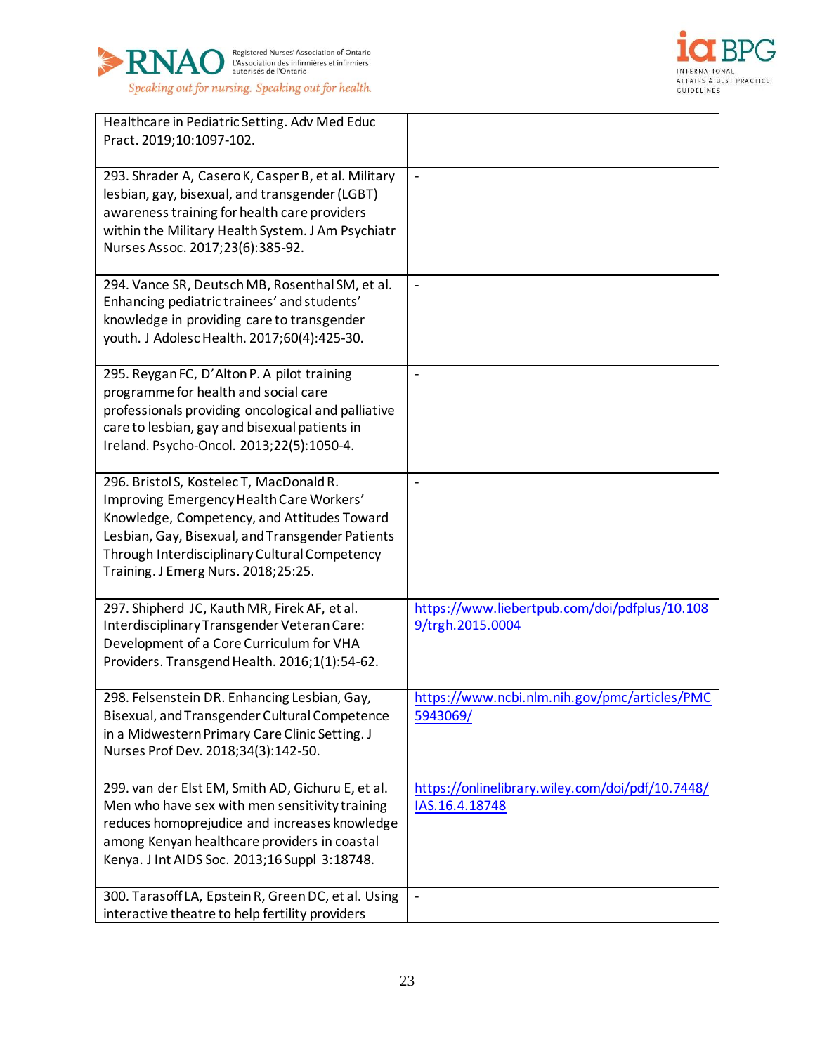| | |
|---|---|
| Healthcare in Pediatric Setting. Adv Med Educ Pract. 2019;10:1097-102. | |
| 293. Shrader A, Casero K, Casper B, et al. Military lesbian, gay, bisexual, and transgender (LGBT) awareness training for health care providers within the Military Health System. J Am Psychiatr Nurses Assoc. 2017;23(6):385-92. | - |
| 294. Vance SR, Deutsch MB, Rosenthal SM, et al. Enhancing pediatric trainees' and students' knowledge in providing care to transgender youth. J Adolesc Health. 2017;60(4):425-30. | - |
| 295. Reygan FC, D'Alton P. A pilot training programme for health and social care professionals providing oncological and palliative care to lesbian, gay and bisexual patients in Ireland. Psycho-Oncol. 2013;22(5):1050-4. | - |
| 296. Bristol S, Kostelec T, MacDonald R. Improving Emergency Health Care Workers' Knowledge, Competency, and Attitudes Toward Lesbian, Gay, Bisexual, and Transgender Patients Through Interdisciplinary Cultural Competency Training. J Emerg Nurs. 2018;25:25. | - |
| 297. Shipherd JC, Kauth MR, Firek AF, et al. Interdisciplinary Transgender Veteran Care: Development of a Core Curriculum for VHA Providers. Transgend Health. 2016;1(1):54-62. | https://www.liebertpub.com/doi/pdfplus/10.1089/trgh.2015.0004 |
| 298. Felsenstein DR. Enhancing Lesbian, Gay, Bisexual, and Transgender Cultural Competence in a Midwestern Primary Care Clinic Setting. J Nurses Prof Dev. 2018;34(3):142-50. | https://www.ncbi.nlm.nih.gov/pmc/articles/PMC5943069/ |
| 299. van der Elst EM, Smith AD, Gichuru E, et al. Men who have sex with men sensitivity training reduces homoprejudice and increases knowledge among Kenyan healthcare providers in coastal Kenya. J Int AIDS Soc. 2013;16 Suppl 3:18748. | https://onlinelibrary.wiley.com/doi/pdf/10.7448/IAS.16.4.18748 |
| 300. Tarasoff LA, Epstein R, Green DC, et al. Using interactive theatre to help fertility providers | - |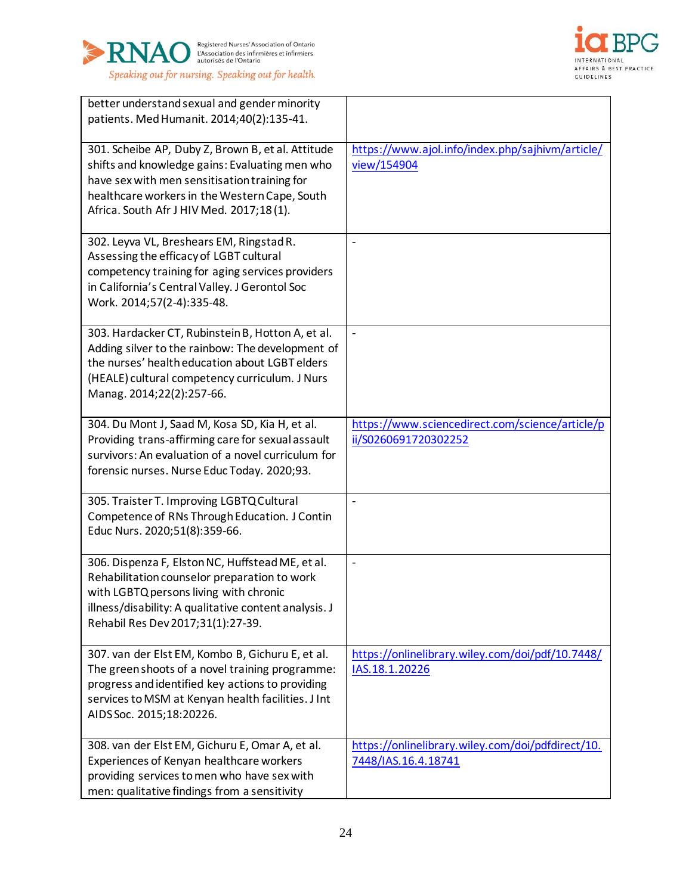| | |
|---|---|
| better understand sexual and gender minority patients. Med Humanit. 2014;40(2):135-41. | |
| 301. Scheibe AP, Duby Z, Brown B, et al. Attitude shifts and knowledge gains: Evaluating men who have sex with men sensitisation training for healthcare workers in the Western Cape, South Africa. South Afr J HIV Med. 2017;18(1). | https://www.ajol.info/index.php/sajhivm/article/view/154904 |
| 302. Leyva VL, Breshears EM, Ringstad R. Assessing the efficacy of LGBT cultural competency training for aging services providers in California's Central Valley. J Gerontol Soc Work. 2014;57(2-4):335-48. | - |
| 303. Hardacker CT, Rubinstein B, Hotton A, et al. Adding silver to the rainbow: The development of the nurses' health education about LGBT elders (HEALE) cultural competency curriculum. J Nurs Manag. 2014;22(2):257-66. | - |
| 304. Du Mont J, Saad M, Kosa SD, Kia H, et al. Providing trans-affirming care for sexual assault survivors: An evaluation of a novel curriculum for forensic nurses. Nurse Educ Today. 2020;93. | https://www.sciencedirect.com/science/article/pii/S0260691720302252 |
| 305. Traister T. Improving LGBTQ Cultural Competence of RNs Through Education. J Contin Educ Nurs. 2020;51(8):359-66. | - |
| 306. Dispenza F, Elston NC, Huffstead ME, et al. Rehabilitation counselor preparation to work with LGBTQ persons living with chronic illness/disability: A qualitative content analysis. J Rehabil Res Dev 2017;31(1):27-39. | - |
| 307. van der Elst EM, Kombo B, Gichuru E, et al. The green shoots of a novel training programme: progress and identified key actions to providing services to MSM at Kenyan health facilities. J Int AIDS Soc. 2015;18:20226. | https://onlinelibrary.wiley.com/doi/pdf/10.7448/IAS.18.1.20226 |
| 308. van der Elst EM, Gichuru E, Omar A, et al. Experiences of Kenyan healthcare workers providing services to men who have sex with men: qualitative findings from a sensitivity | https://onlinelibrary.wiley.com/doi/pdfdirect/10.7448/IAS.16.4.18741 |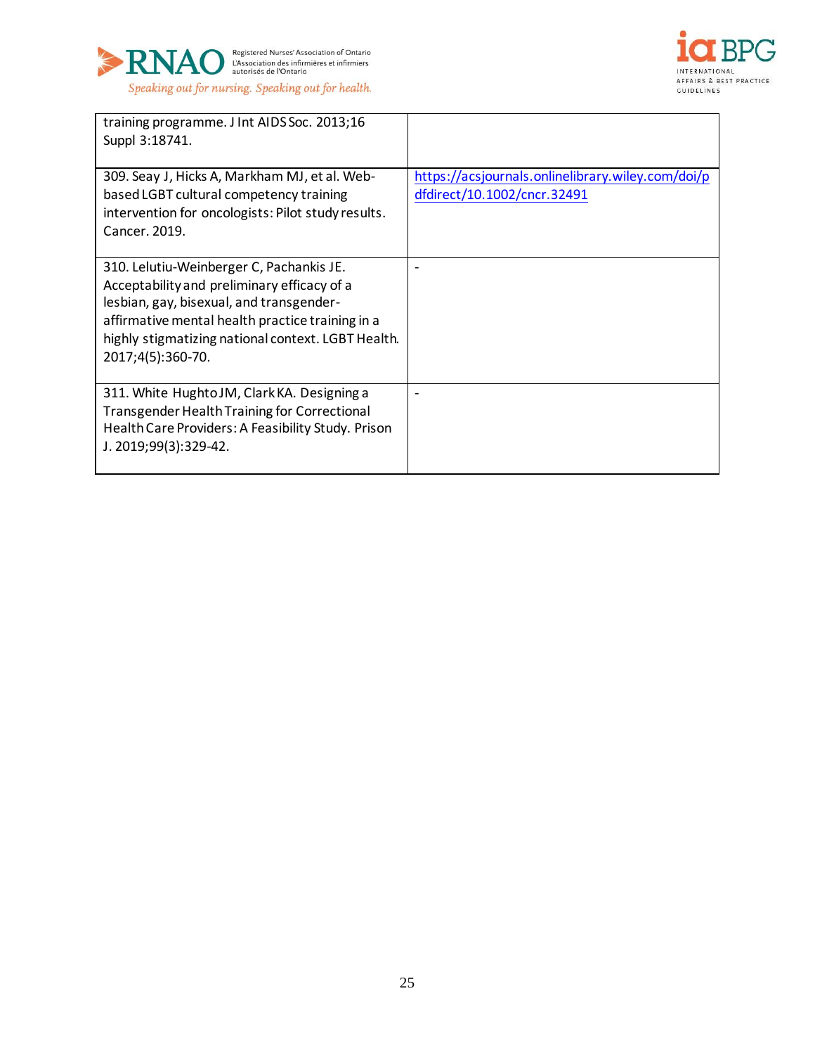| | |
|---|---|
| training programme. J Int AIDS Soc. 2013;16 Suppl 3:18741. | |
| 309. Seay J, Hicks A, Markham MJ, et al. Web-based LGBT cultural competency training intervention for oncologists: Pilot study results. Cancer. 2019. | https://acsjournals.onlinelibrary.wiley.com/doi/pdfdirect/10.1002/cncr.32491 |
| 310. Lelutiu-Weinberger C, Pachankis JE. Acceptability and preliminary efficacy of a lesbian, gay, bisexual, and transgender-affirmative mental health practice training in a highly stigmatizing national context. LGBT Health. 2017;4(5):360-70. | - |
| 311. White Hughto JM, Clark KA. Designing a Transgender Health Training for Correctional Health Care Providers: A Feasibility Study. Prison J. 2019;99(3):329-42. | - |